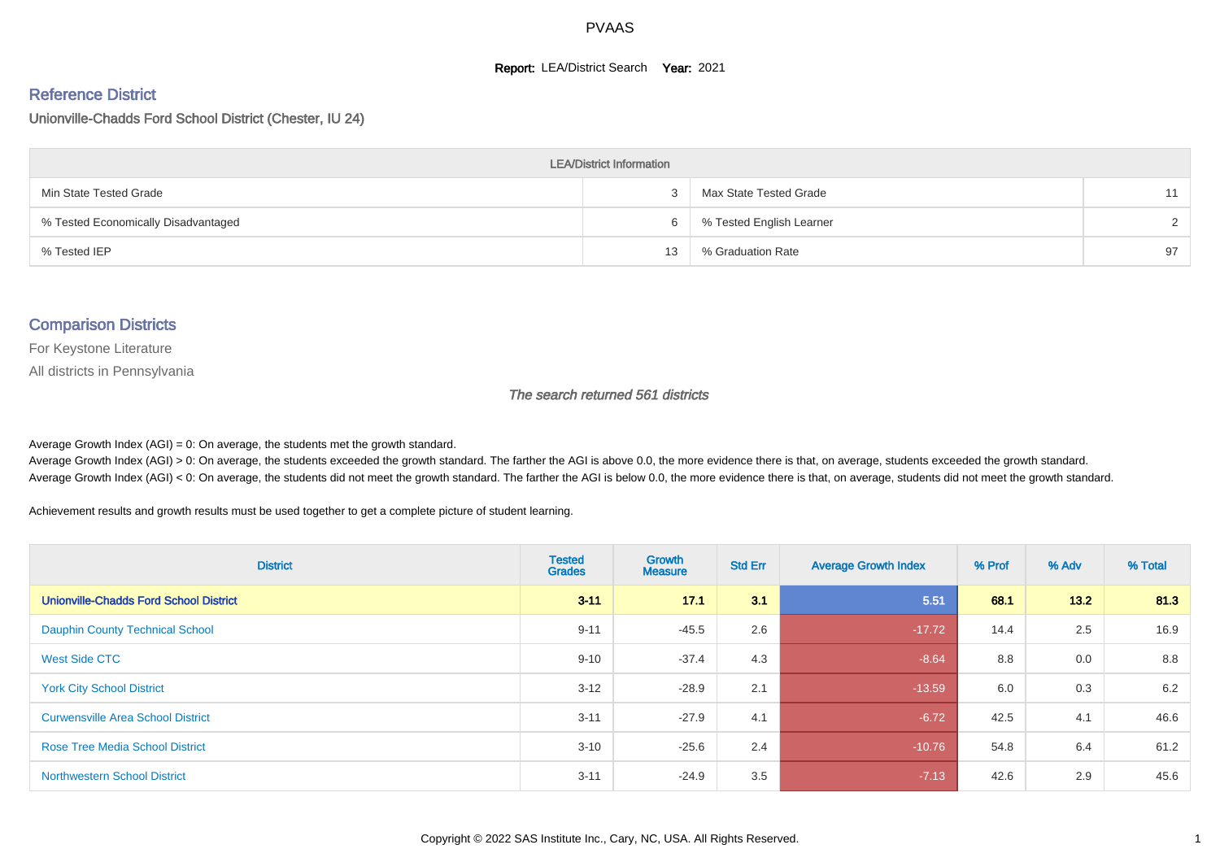# PVAAS

**Report:** LEA/District Search **Year:** 2021

## Reference District

Unionville-Chadds Ford School District (Chester, IU 24)

| LEA/District Information | | | |
|---|---|---|---|
| Min State Tested Grade | 3 | Max State Tested Grade | 11 |
| % Tested Economically Disadvantaged | 6 | % Tested English Learner | 2 |
| % Tested IEP | 13 | % Graduation Rate | 97 |

## Comparison Districts

For Keystone Literature

All districts in Pennsylvania

*The search returned 561 districts*

Average Growth Index (AGI) = 0: On average, the students met the growth standard.

Average Growth Index (AGI) > 0: On average, the students exceeded the growth standard. The farther the AGI is above 0.0, the more evidence there is that, on average, students exceeded the growth standard.

Average Growth Index (AGI) < 0: On average, the students did not meet the growth standard. The farther the AGI is below 0.0, the more evidence there is that, on average, students did not meet the growth standard.

Achievement results and growth results must be used together to get a complete picture of student learning.

| District | Tested Grades | Growth Measure | Std Err | Average Growth Index | % Prof | % Adv | % Total |
|---|---|---|---|---|---|---|---|
| **Unionville-Chadds Ford School District** | **3-11** | **17.1** | **3.1** | **5.51** | **68.1** | **13.2** | **81.3** |
| Dauphin County Technical School | 9-11 | -45.5 | 2.6 | -17.72 | 14.4 | 2.5 | 16.9 |
| West Side CTC | 9-10 | -37.4 | 4.3 | -8.64 | 8.8 | 0.0 | 8.8 |
| York City School District | 3-12 | -28.9 | 2.1 | -13.59 | 6.0 | 0.3 | 6.2 |
| Curwensville Area School District | 3-11 | -27.9 | 4.1 | -6.72 | 42.5 | 4.1 | 46.6 |
| Rose Tree Media School District | 3-10 | -25.6 | 2.4 | -10.76 | 54.8 | 6.4 | 61.2 |
| Northwestern School District | 3-11 | -24.9 | 3.5 | -7.13 | 42.6 | 2.9 | 45.6 |

Copyright © 2022 SAS Institute Inc., Cary, NC, USA. All Rights Reserved.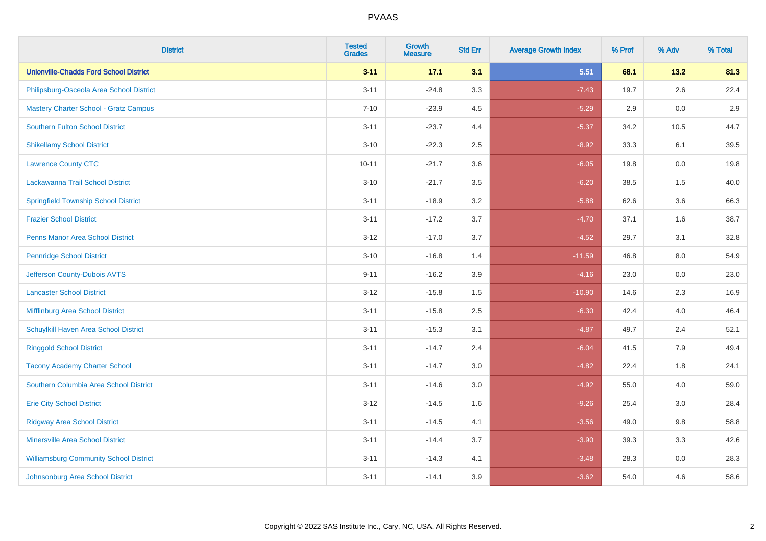| District | Tested Grades | Growth Measure | Std Err | Average Growth Index | % Prof | % Adv | % Total |
|---|---|---|---|---|---|---|---|
| **Unionville-Chadds Ford School District** | **3-11** | **17.1** | **3.1** | **5.51** | **68.1** | **13.2** | **81.3** |
| Philipsburg-Osceola Area School District | 3-11 | -24.8 | 3.3 | -7.43 | 19.7 | 2.6 | 22.4 |
| Mastery Charter School - Gratz Campus | 7-10 | -23.9 | 4.5 | -5.29 | 2.9 | 0.0 | 2.9 |
| Southern Fulton School District | 3-11 | -23.7 | 4.4 | -5.37 | 34.2 | 10.5 | 44.7 |
| Shikellamy School District | 3-10 | -22.3 | 2.5 | -8.92 | 33.3 | 6.1 | 39.5 |
| Lawrence County CTC | 10-11 | -21.7 | 3.6 | -6.05 | 19.8 | 0.0 | 19.8 |
| Lackawanna Trail School District | 3-10 | -21.7 | 3.5 | -6.20 | 38.5 | 1.5 | 40.0 |
| Springfield Township School District | 3-11 | -18.9 | 3.2 | -5.88 | 62.6 | 3.6 | 66.3 |
| Frazier School District | 3-11 | -17.2 | 3.7 | -4.70 | 37.1 | 1.6 | 38.7 |
| Penns Manor Area School District | 3-12 | -17.0 | 3.7 | -4.52 | 29.7 | 3.1 | 32.8 |
| Pennridge School District | 3-10 | -16.8 | 1.4 | -11.59 | 46.8 | 8.0 | 54.9 |
| Jefferson County-Dubois AVTS | 9-11 | -16.2 | 3.9 | -4.16 | 23.0 | 0.0 | 23.0 |
| Lancaster School District | 3-12 | -15.8 | 1.5 | -10.90 | 14.6 | 2.3 | 16.9 |
| Mifflinburg Area School District | 3-11 | -15.8 | 2.5 | -6.30 | 42.4 | 4.0 | 46.4 |
| Schuylkill Haven Area School District | 3-11 | -15.3 | 3.1 | -4.87 | 49.7 | 2.4 | 52.1 |
| Ringgold School District | 3-11 | -14.7 | 2.4 | -6.04 | 41.5 | 7.9 | 49.4 |
| Tacony Academy Charter School | 3-11 | -14.7 | 3.0 | -4.82 | 22.4 | 1.8 | 24.1 |
| Southern Columbia Area School District | 3-11 | -14.6 | 3.0 | -4.92 | 55.0 | 4.0 | 59.0 |
| Erie City School District | 3-12 | -14.5 | 1.6 | -9.26 | 25.4 | 3.0 | 28.4 |
| Ridgway Area School District | 3-11 | -14.5 | 4.1 | -3.56 | 49.0 | 9.8 | 58.8 |
| Minersville Area School District | 3-11 | -14.4 | 3.7 | -3.90 | 39.3 | 3.3 | 42.6 |
| Williamsburg Community School District | 3-11 | -14.3 | 4.1 | -3.48 | 28.3 | 0.0 | 28.3 |
| Johnsonburg Area School District | 3-11 | -14.1 | 3.9 | -3.62 | 54.0 | 4.6 | 58.6 |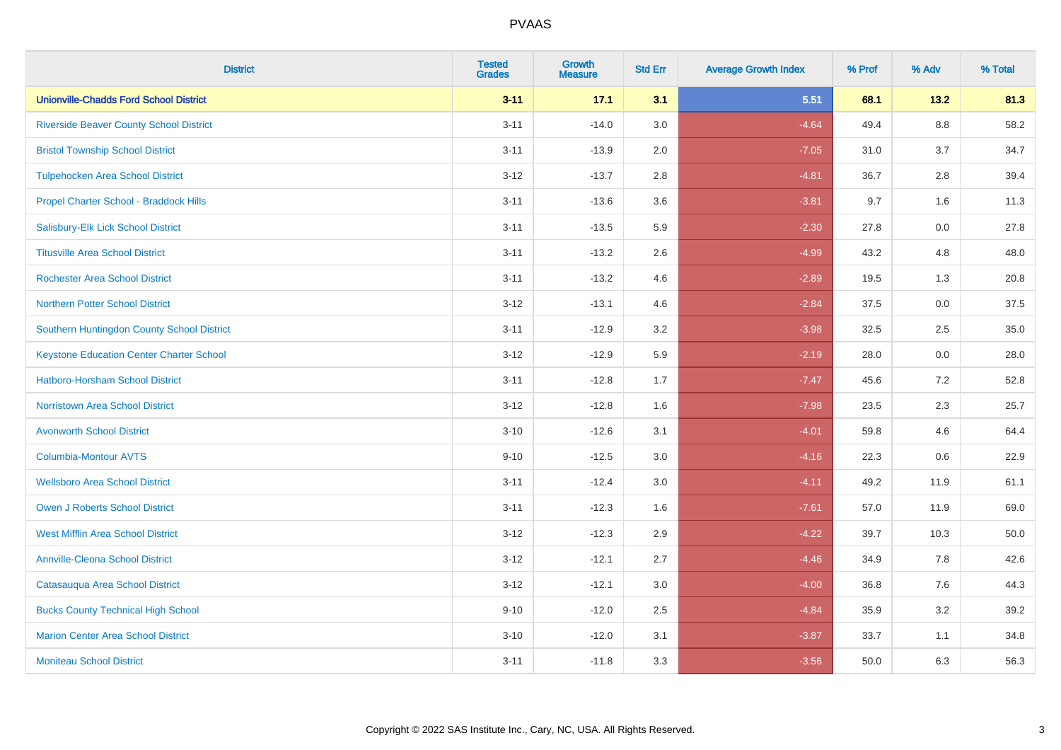| District | Tested Grades | Growth Measure | Std Err | Average Growth Index | % Prof | % Adv | % Total |
|---|---|---|---|---|---|---|---|
| **Unionville-Chadds Ford School District** | **3-11** | **17.1** | **3.1** | **5.51** | **68.1** | **13.2** | **81.3** |
| Riverside Beaver County School District | 3-11 | -14.0 | 3.0 | -4.64 | 49.4 | 8.8 | 58.2 |
| Bristol Township School District | 3-11 | -13.9 | 2.0 | -7.05 | 31.0 | 3.7 | 34.7 |
| Tulpehocken Area School District | 3-12 | -13.7 | 2.8 | -4.81 | 36.7 | 2.8 | 39.4 |
| Propel Charter School - Braddock Hills | 3-11 | -13.6 | 3.6 | -3.81 | 9.7 | 1.6 | 11.3 |
| Salisbury-Elk Lick School District | 3-11 | -13.5 | 5.9 | -2.30 | 27.8 | 0.0 | 27.8 |
| Titusville Area School District | 3-11 | -13.2 | 2.6 | -4.99 | 43.2 | 4.8 | 48.0 |
| Rochester Area School District | 3-11 | -13.2 | 4.6 | -2.89 | 19.5 | 1.3 | 20.8 |
| Northern Potter School District | 3-12 | -13.1 | 4.6 | -2.84 | 37.5 | 0.0 | 37.5 |
| Southern Huntingdon County School District | 3-11 | -12.9 | 3.2 | -3.98 | 32.5 | 2.5 | 35.0 |
| Keystone Education Center Charter School | 3-12 | -12.9 | 5.9 | -2.19 | 28.0 | 0.0 | 28.0 |
| Hatboro-Horsham School District | 3-11 | -12.8 | 1.7 | -7.47 | 45.6 | 7.2 | 52.8 |
| Norristown Area School District | 3-12 | -12.8 | 1.6 | -7.98 | 23.5 | 2.3 | 25.7 |
| Avonworth School District | 3-10 | -12.6 | 3.1 | -4.01 | 59.8 | 4.6 | 64.4 |
| Columbia-Montour AVTS | 9-10 | -12.5 | 3.0 | -4.16 | 22.3 | 0.6 | 22.9 |
| Wellsboro Area School District | 3-11 | -12.4 | 3.0 | -4.11 | 49.2 | 11.9 | 61.1 |
| Owen J Roberts School District | 3-11 | -12.3 | 1.6 | -7.61 | 57.0 | 11.9 | 69.0 |
| West Mifflin Area School District | 3-12 | -12.3 | 2.9 | -4.22 | 39.7 | 10.3 | 50.0 |
| Annville-Cleona School District | 3-12 | -12.1 | 2.7 | -4.46 | 34.9 | 7.8 | 42.6 |
| Catasauqua Area School District | 3-12 | -12.1 | 3.0 | -4.00 | 36.8 | 7.6 | 44.3 |
| Bucks County Technical High School | 9-10 | -12.0 | 2.5 | -4.84 | 35.9 | 3.2 | 39.2 |
| Marion Center Area School District | 3-10 | -12.0 | 3.1 | -3.87 | 33.7 | 1.1 | 34.8 |
| Moniteau School District | 3-11 | -11.8 | 3.3 | -3.56 | 50.0 | 6.3 | 56.3 |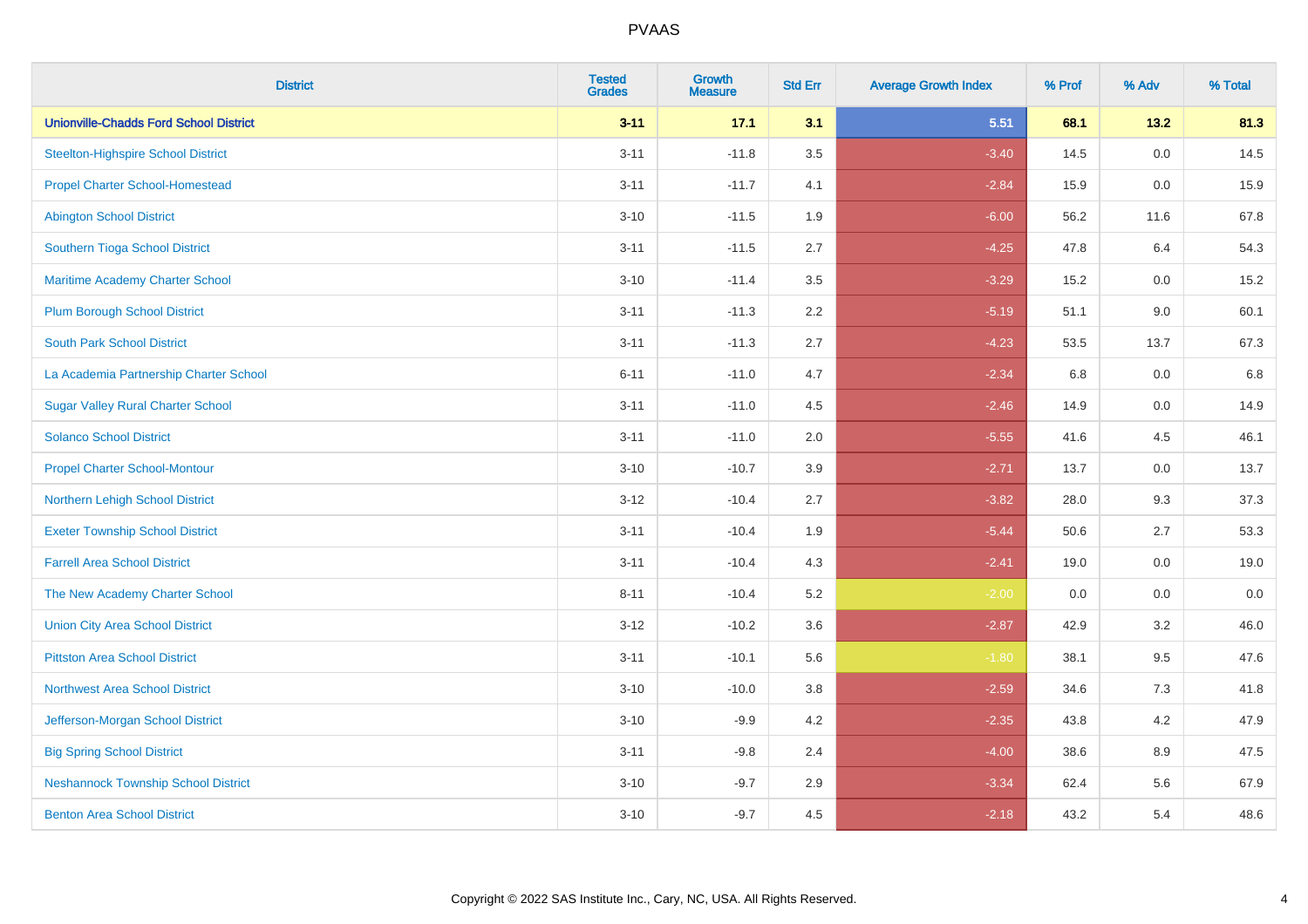# PVAAS

| District | Tested Grades | Growth Measure | Std Err | Average Growth Index | % Prof | % Adv | % Total |
|---|---|---|---|---|---|---|---|
| **Unionville-Chadds Ford School District** | **3-11** | **17.1** | **3.1** | **5.51** | **68.1** | **13.2** | **81.3** |
| Steelton-Highspire School District | 3-11 | -11.8 | 3.5 | -3.40 | 14.5 | 0.0 | 14.5 |
| Propel Charter School-Homestead | 3-11 | -11.7 | 4.1 | -2.84 | 15.9 | 0.0 | 15.9 |
| Abington School District | 3-10 | -11.5 | 1.9 | -6.00 | 56.2 | 11.6 | 67.8 |
| Southern Tioga School District | 3-11 | -11.5 | 2.7 | -4.25 | 47.8 | 6.4 | 54.3 |
| Maritime Academy Charter School | 3-10 | -11.4 | 3.5 | -3.29 | 15.2 | 0.0 | 15.2 |
| Plum Borough School District | 3-11 | -11.3 | 2.2 | -5.19 | 51.1 | 9.0 | 60.1 |
| South Park School District | 3-11 | -11.3 | 2.7 | -4.23 | 53.5 | 13.7 | 67.3 |
| La Academia Partnership Charter School | 6-11 | -11.0 | 4.7 | -2.34 | 6.8 | 0.0 | 6.8 |
| Sugar Valley Rural Charter School | 3-11 | -11.0 | 4.5 | -2.46 | 14.9 | 0.0 | 14.9 |
| Solanco School District | 3-11 | -11.0 | 2.0 | -5.55 | 41.6 | 4.5 | 46.1 |
| Propel Charter School-Montour | 3-10 | -10.7 | 3.9 | -2.71 | 13.7 | 0.0 | 13.7 |
| Northern Lehigh School District | 3-12 | -10.4 | 2.7 | -3.82 | 28.0 | 9.3 | 37.3 |
| Exeter Township School District | 3-11 | -10.4 | 1.9 | -5.44 | 50.6 | 2.7 | 53.3 |
| Farrell Area School District | 3-11 | -10.4 | 4.3 | -2.41 | 19.0 | 0.0 | 19.0 |
| The New Academy Charter School | 8-11 | -10.4 | 5.2 | -2.00 | 0.0 | 0.0 | 0.0 |
| Union City Area School District | 3-12 | -10.2 | 3.6 | -2.87 | 42.9 | 3.2 | 46.0 |
| Pittston Area School District | 3-11 | -10.1 | 5.6 | -1.80 | 38.1 | 9.5 | 47.6 |
| Northwest Area School District | 3-10 | -10.0 | 3.8 | -2.59 | 34.6 | 7.3 | 41.8 |
| Jefferson-Morgan School District | 3-10 | -9.9 | 4.2 | -2.35 | 43.8 | 4.2 | 47.9 |
| Big Spring School District | 3-11 | -9.8 | 2.4 | -4.00 | 38.6 | 8.9 | 47.5 |
| Neshannock Township School District | 3-10 | -9.7 | 2.9 | -3.34 | 62.4 | 5.6 | 67.9 |
| Benton Area School District | 3-10 | -9.7 | 4.5 | -2.18 | 43.2 | 5.4 | 48.6 |

Copyright © 2022 SAS Institute Inc., Cary, NC, USA. All Rights Reserved.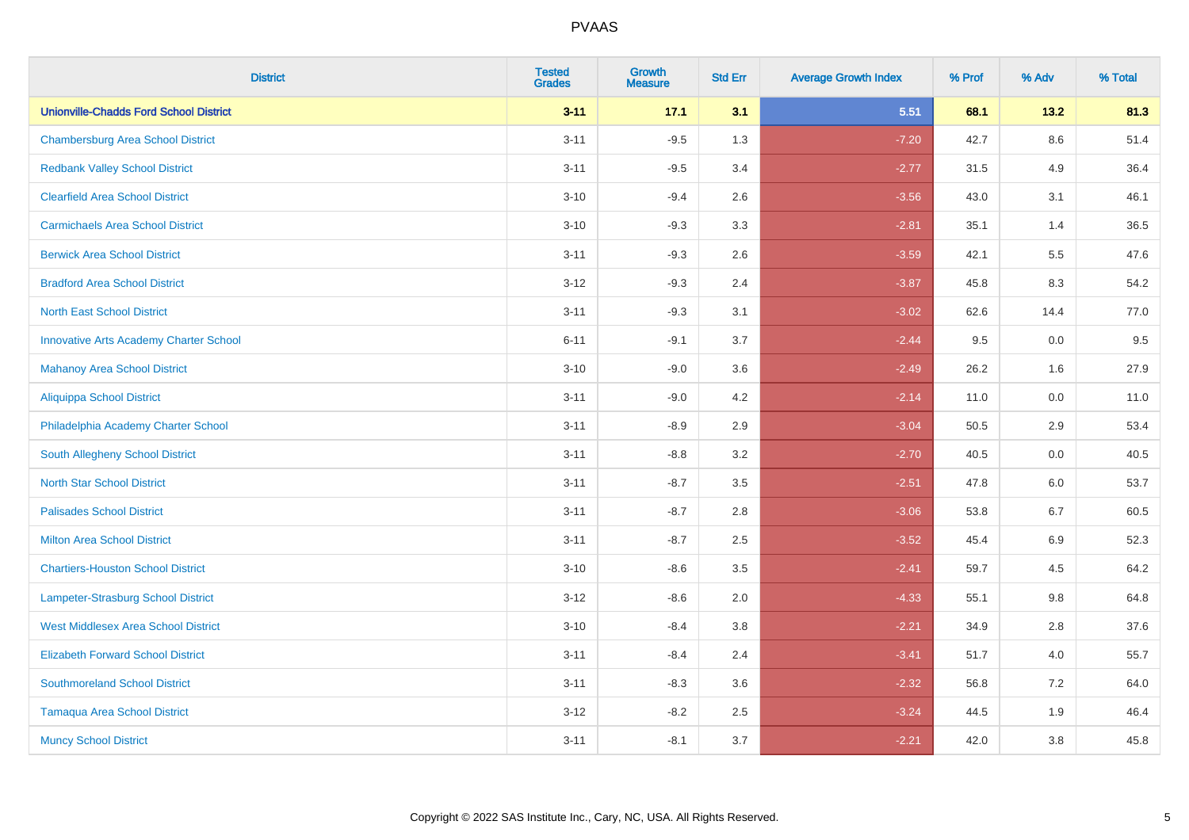| District | Tested Grades | Growth Measure | Std Err | Average Growth Index | % Prof | % Adv | % Total |
|---|---|---|---|---|---|---|---|
| **Unionville-Chadds Ford School District** | **3-11** | **17.1** | **3.1** | **5.51** | **68.1** | **13.2** | **81.3** |
| Chambersburg Area School District | 3-11 | -9.5 | 1.3 | -7.20 | 42.7 | 8.6 | 51.4 |
| Redbank Valley School District | 3-11 | -9.5 | 3.4 | -2.77 | 31.5 | 4.9 | 36.4 |
| Clearfield Area School District | 3-10 | -9.4 | 2.6 | -3.56 | 43.0 | 3.1 | 46.1 |
| Carmichaels Area School District | 3-10 | -9.3 | 3.3 | -2.81 | 35.1 | 1.4 | 36.5 |
| Berwick Area School District | 3-11 | -9.3 | 2.6 | -3.59 | 42.1 | 5.5 | 47.6 |
| Bradford Area School District | 3-12 | -9.3 | 2.4 | -3.87 | 45.8 | 8.3 | 54.2 |
| North East School District | 3-11 | -9.3 | 3.1 | -3.02 | 62.6 | 14.4 | 77.0 |
| Innovative Arts Academy Charter School | 6-11 | -9.1 | 3.7 | -2.44 | 9.5 | 0.0 | 9.5 |
| Mahanoy Area School District | 3-10 | -9.0 | 3.6 | -2.49 | 26.2 | 1.6 | 27.9 |
| Aliquippa School District | 3-11 | -9.0 | 4.2 | -2.14 | 11.0 | 0.0 | 11.0 |
| Philadelphia Academy Charter School | 3-11 | -8.9 | 2.9 | -3.04 | 50.5 | 2.9 | 53.4 |
| South Allegheny School District | 3-11 | -8.8 | 3.2 | -2.70 | 40.5 | 0.0 | 40.5 |
| North Star School District | 3-11 | -8.7 | 3.5 | -2.51 | 47.8 | 6.0 | 53.7 |
| Palisades School District | 3-11 | -8.7 | 2.8 | -3.06 | 53.8 | 6.7 | 60.5 |
| Milton Area School District | 3-11 | -8.7 | 2.5 | -3.52 | 45.4 | 6.9 | 52.3 |
| Chartiers-Houston School District | 3-10 | -8.6 | 3.5 | -2.41 | 59.7 | 4.5 | 64.2 |
| Lampeter-Strasburg School District | 3-12 | -8.6 | 2.0 | -4.33 | 55.1 | 9.8 | 64.8 |
| West Middlesex Area School District | 3-10 | -8.4 | 3.8 | -2.21 | 34.9 | 2.8 | 37.6 |
| Elizabeth Forward School District | 3-11 | -8.4 | 2.4 | -3.41 | 51.7 | 4.0 | 55.7 |
| Southmoreland School District | 3-11 | -8.3 | 3.6 | -2.32 | 56.8 | 7.2 | 64.0 |
| Tamaqua Area School District | 3-12 | -8.2 | 2.5 | -3.24 | 44.5 | 1.9 | 46.4 |
| Muncy School District | 3-11 | -8.1 | 3.7 | -2.21 | 42.0 | 3.8 | 45.8 |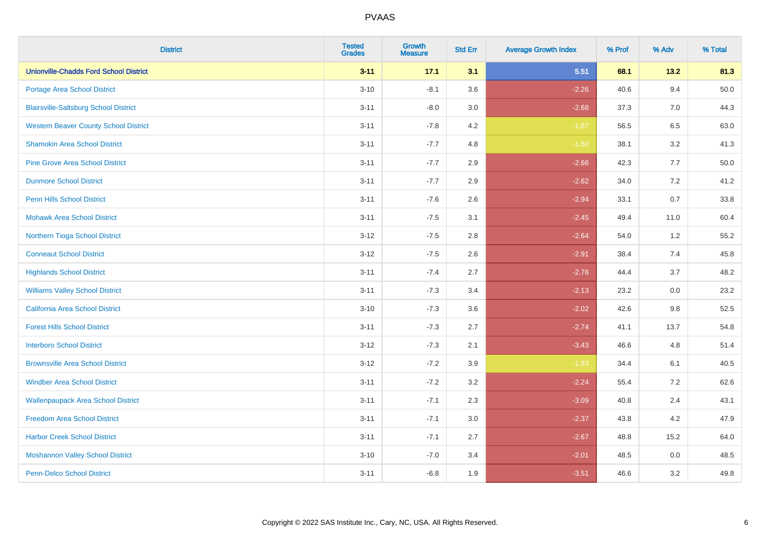PVAAS

| District | Tested Grades | Growth Measure | Std Err | Average Growth Index | % Prof | % Adv | % Total |
|---|---|---|---|---|---|---|---|
| **Unionville-Chadds Ford School District** | **3-11** | **17.1** | **3.1** | **5.51** | **68.1** | **13.2** | **81.3** |
| Portage Area School District | 3-10 | -8.1 | 3.6 | -2.26 | 40.6 | 9.4 | 50.0 |
| Blairsville-Saltsburg School District | 3-11 | -8.0 | 3.0 | -2.68 | 37.3 | 7.0 | 44.3 |
| Western Beaver County School District | 3-11 | -7.8 | 4.2 | -1.87 | 56.5 | 6.5 | 63.0 |
| Shamokin Area School District | 3-11 | -7.7 | 4.8 | -1.60 | 38.1 | 3.2 | 41.3 |
| Pine Grove Area School District | 3-11 | -7.7 | 2.9 | -2.66 | 42.3 | 7.7 | 50.0 |
| Dunmore School District | 3-11 | -7.7 | 2.9 | -2.62 | 34.0 | 7.2 | 41.2 |
| Penn Hills School District | 3-11 | -7.6 | 2.6 | -2.94 | 33.1 | 0.7 | 33.8 |
| Mohawk Area School District | 3-11 | -7.5 | 3.1 | -2.45 | 49.4 | 11.0 | 60.4 |
| Northern Tioga School District | 3-12 | -7.5 | 2.8 | -2.64 | 54.0 | 1.2 | 55.2 |
| Conneaut School District | 3-12 | -7.5 | 2.6 | -2.91 | 38.4 | 7.4 | 45.8 |
| Highlands School District | 3-11 | -7.4 | 2.7 | -2.76 | 44.4 | 3.7 | 48.2 |
| Williams Valley School District | 3-11 | -7.3 | 3.4 | -2.13 | 23.2 | 0.0 | 23.2 |
| California Area School District | 3-10 | -7.3 | 3.6 | -2.02 | 42.6 | 9.8 | 52.5 |
| Forest Hills School District | 3-11 | -7.3 | 2.7 | -2.74 | 41.1 | 13.7 | 54.8 |
| Interboro School District | 3-12 | -7.3 | 2.1 | -3.43 | 46.6 | 4.8 | 51.4 |
| Brownsville Area School District | 3-12 | -7.2 | 3.9 | -1.83 | 34.4 | 6.1 | 40.5 |
| Windber Area School District | 3-11 | -7.2 | 3.2 | -2.24 | 55.4 | 7.2 | 62.6 |
| Wallenpaupack Area School District | 3-11 | -7.1 | 2.3 | -3.09 | 40.8 | 2.4 | 43.1 |
| Freedom Area School District | 3-11 | -7.1 | 3.0 | -2.37 | 43.8 | 4.2 | 47.9 |
| Harbor Creek School District | 3-11 | -7.1 | 2.7 | -2.67 | 48.8 | 15.2 | 64.0 |
| Moshannon Valley School District | 3-10 | -7.0 | 3.4 | -2.01 | 48.5 | 0.0 | 48.5 |
| Penn-Delco School District | 3-11 | -6.8 | 1.9 | -3.51 | 46.6 | 3.2 | 49.8 |

Copyright © 2022 SAS Institute Inc., Cary, NC, USA. All Rights Reserved.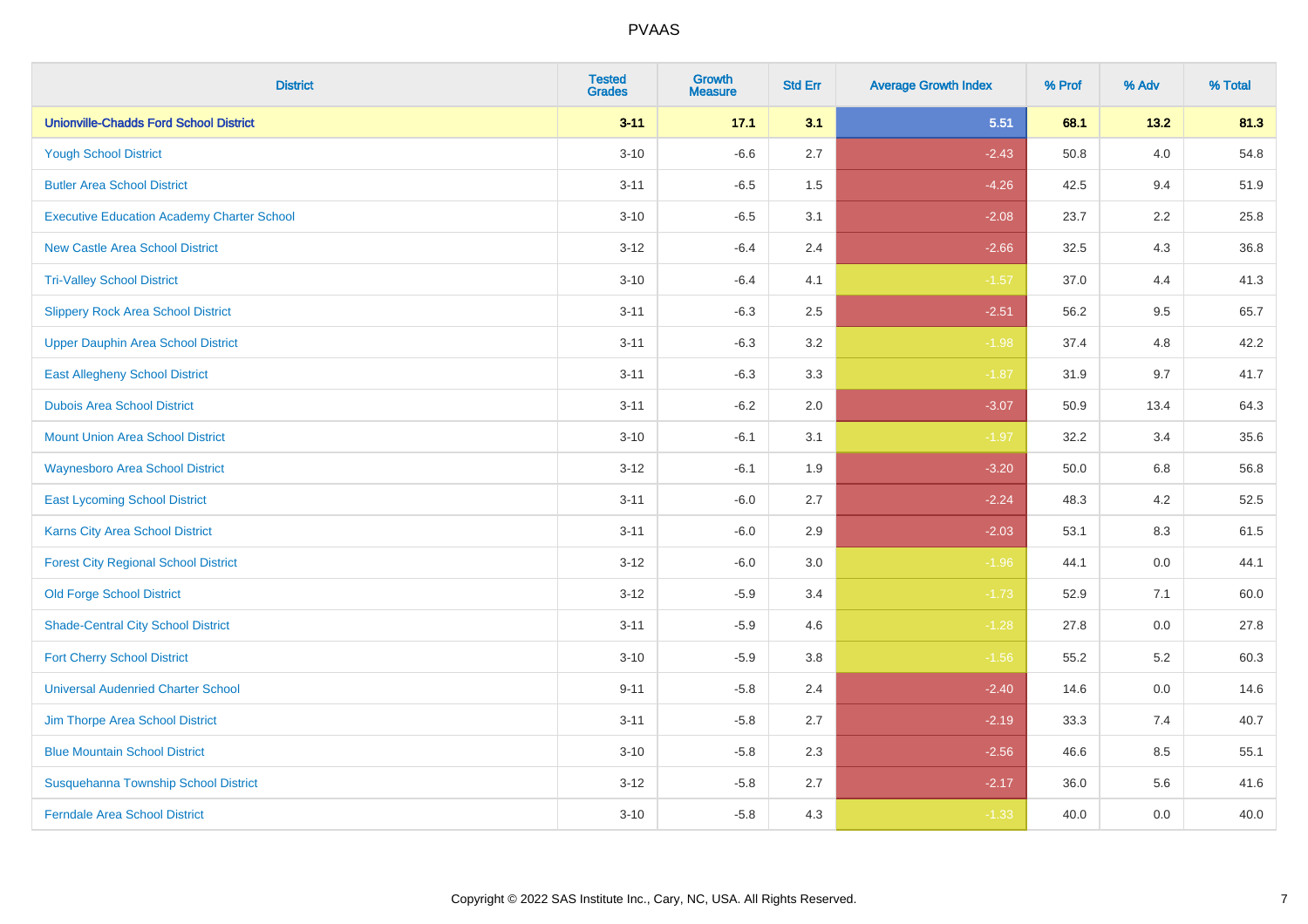| District | Tested Grades | Growth Measure | Std Err | Average Growth Index | % Prof | % Adv | % Total |
|---|---|---|---|---|---|---|---|
| **Unionville-Chadds Ford School District** | **3-11** | **17.1** | **3.1** | **5.51** | **68.1** | **13.2** | **81.3** |
| Yough School District | 3-10 | -6.6 | 2.7 | -2.43 | 50.8 | 4.0 | 54.8 |
| Butler Area School District | 3-11 | -6.5 | 1.5 | -4.26 | 42.5 | 9.4 | 51.9 |
| Executive Education Academy Charter School | 3-10 | -6.5 | 3.1 | -2.08 | 23.7 | 2.2 | 25.8 |
| New Castle Area School District | 3-12 | -6.4 | 2.4 | -2.66 | 32.5 | 4.3 | 36.8 |
| Tri-Valley School District | 3-10 | -6.4 | 4.1 | -1.57 | 37.0 | 4.4 | 41.3 |
| Slippery Rock Area School District | 3-11 | -6.3 | 2.5 | -2.51 | 56.2 | 9.5 | 65.7 |
| Upper Dauphin Area School District | 3-11 | -6.3 | 3.2 | -1.98 | 37.4 | 4.8 | 42.2 |
| East Allegheny School District | 3-11 | -6.3 | 3.3 | -1.87 | 31.9 | 9.7 | 41.7 |
| Dubois Area School District | 3-11 | -6.2 | 2.0 | -3.07 | 50.9 | 13.4 | 64.3 |
| Mount Union Area School District | 3-10 | -6.1 | 3.1 | -1.97 | 32.2 | 3.4 | 35.6 |
| Waynesboro Area School District | 3-12 | -6.1 | 1.9 | -3.20 | 50.0 | 6.8 | 56.8 |
| East Lycoming School District | 3-11 | -6.0 | 2.7 | -2.24 | 48.3 | 4.2 | 52.5 |
| Karns City Area School District | 3-11 | -6.0 | 2.9 | -2.03 | 53.1 | 8.3 | 61.5 |
| Forest City Regional School District | 3-12 | -6.0 | 3.0 | -1.96 | 44.1 | 0.0 | 44.1 |
| Old Forge School District | 3-12 | -5.9 | 3.4 | -1.73 | 52.9 | 7.1 | 60.0 |
| Shade-Central City School District | 3-11 | -5.9 | 4.6 | -1.28 | 27.8 | 0.0 | 27.8 |
| Fort Cherry School District | 3-10 | -5.9 | 3.8 | -1.56 | 55.2 | 5.2 | 60.3 |
| Universal Audenried Charter School | 9-11 | -5.8 | 2.4 | -2.40 | 14.6 | 0.0 | 14.6 |
| Jim Thorpe Area School District | 3-11 | -5.8 | 2.7 | -2.19 | 33.3 | 7.4 | 40.7 |
| Blue Mountain School District | 3-10 | -5.8 | 2.3 | -2.56 | 46.6 | 8.5 | 55.1 |
| Susquehanna Township School District | 3-12 | -5.8 | 2.7 | -2.17 | 36.0 | 5.6 | 41.6 |
| Ferndale Area School District | 3-10 | -5.8 | 4.3 | -1.33 | 40.0 | 0.0 | 40.0 |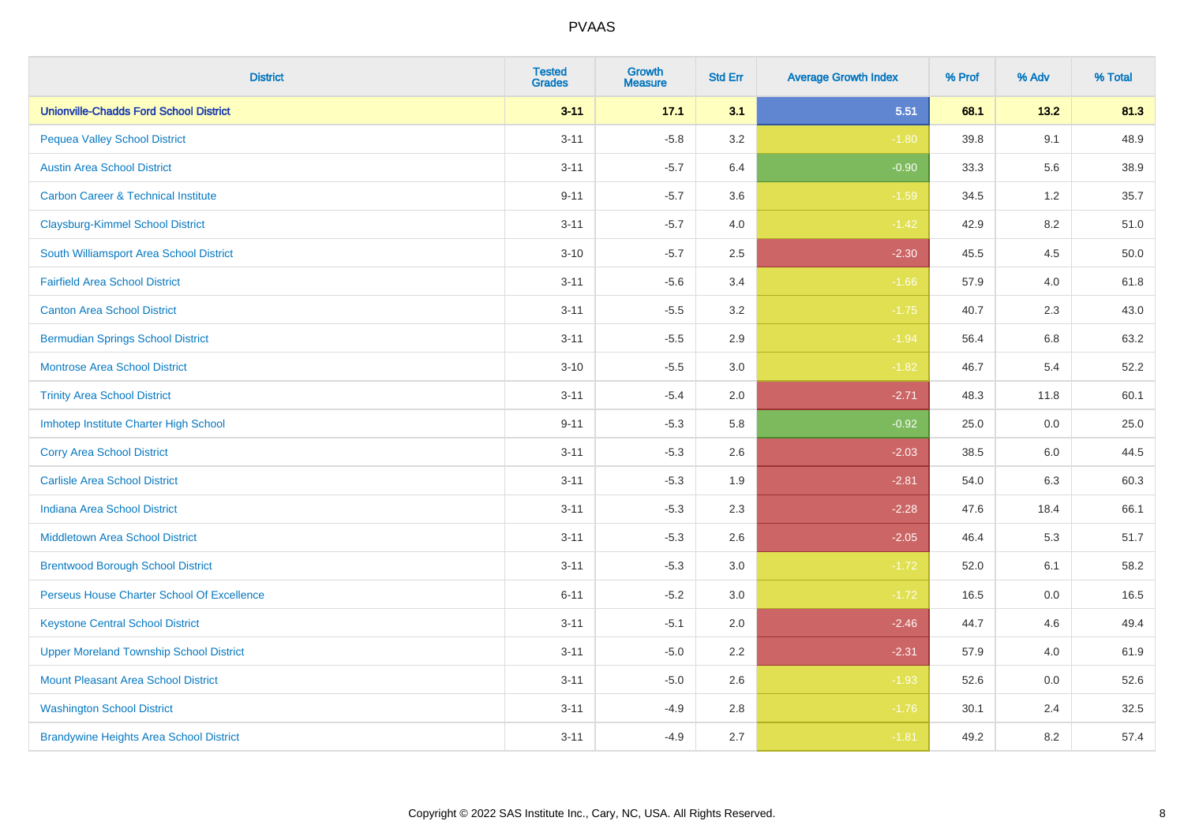| District | Tested Grades | Growth Measure | Std Err | Average Growth Index | % Prof | % Adv | % Total |
|---|---|---|---|---|---|---|---|
| **Unionville-Chadds Ford School District** | **3-11** | **17.1** | **3.1** | **5.51** | **68.1** | **13.2** | **81.3** |
| Pequea Valley School District | 3-11 | -5.8 | 3.2 | -1.80 | 39.8 | 9.1 | 48.9 |
| Austin Area School District | 3-11 | -5.7 | 6.4 | -0.90 | 33.3 | 5.6 | 38.9 |
| Carbon Career & Technical Institute | 9-11 | -5.7 | 3.6 | -1.59 | 34.5 | 1.2 | 35.7 |
| Claysburg-Kimmel School District | 3-11 | -5.7 | 4.0 | -1.42 | 42.9 | 8.2 | 51.0 |
| South Williamsport Area School District | 3-10 | -5.7 | 2.5 | -2.30 | 45.5 | 4.5 | 50.0 |
| Fairfield Area School District | 3-11 | -5.6 | 3.4 | -1.66 | 57.9 | 4.0 | 61.8 |
| Canton Area School District | 3-11 | -5.5 | 3.2 | -1.75 | 40.7 | 2.3 | 43.0 |
| Bermudian Springs School District | 3-11 | -5.5 | 2.9 | -1.94 | 56.4 | 6.8 | 63.2 |
| Montrose Area School District | 3-10 | -5.5 | 3.0 | -1.82 | 46.7 | 5.4 | 52.2 |
| Trinity Area School District | 3-11 | -5.4 | 2.0 | -2.71 | 48.3 | 11.8 | 60.1 |
| Imhotep Institute Charter High School | 9-11 | -5.3 | 5.8 | -0.92 | 25.0 | 0.0 | 25.0 |
| Corry Area School District | 3-11 | -5.3 | 2.6 | -2.03 | 38.5 | 6.0 | 44.5 |
| Carlisle Area School District | 3-11 | -5.3 | 1.9 | -2.81 | 54.0 | 6.3 | 60.3 |
| Indiana Area School District | 3-11 | -5.3 | 2.3 | -2.28 | 47.6 | 18.4 | 66.1 |
| Middletown Area School District | 3-11 | -5.3 | 2.6 | -2.05 | 46.4 | 5.3 | 51.7 |
| Brentwood Borough School District | 3-11 | -5.3 | 3.0 | -1.72 | 52.0 | 6.1 | 58.2 |
| Perseus House Charter School Of Excellence | 6-11 | -5.2 | 3.0 | -1.72 | 16.5 | 0.0 | 16.5 |
| Keystone Central School District | 3-11 | -5.1 | 2.0 | -2.46 | 44.7 | 4.6 | 49.4 |
| Upper Moreland Township School District | 3-11 | -5.0 | 2.2 | -2.31 | 57.9 | 4.0 | 61.9 |
| Mount Pleasant Area School District | 3-11 | -5.0 | 2.6 | -1.93 | 52.6 | 0.0 | 52.6 |
| Washington School District | 3-11 | -4.9 | 2.8 | -1.76 | 30.1 | 2.4 | 32.5 |
| Brandywine Heights Area School District | 3-11 | -4.9 | 2.7 | -1.81 | 49.2 | 8.2 | 57.4 |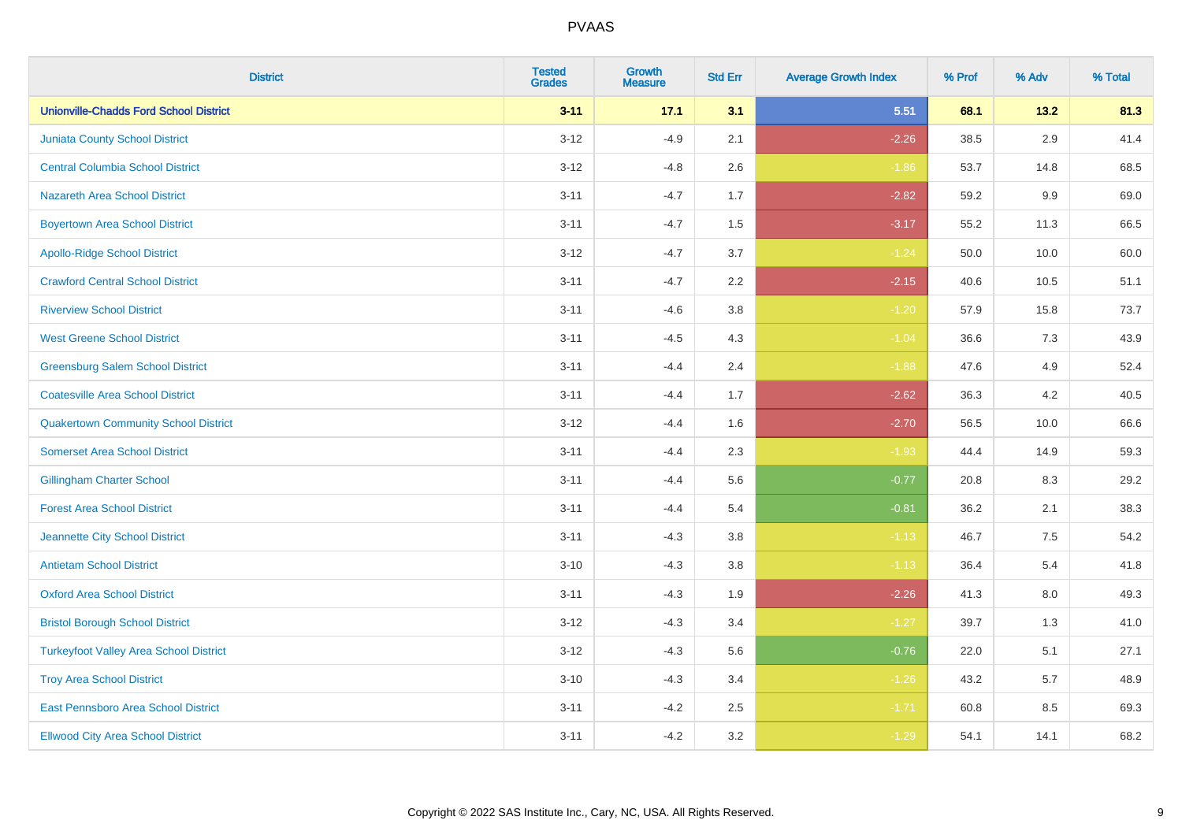| District | Tested Grades | Growth Measure | Std Err | Average Growth Index | % Prof | % Adv | % Total |
|---|---|---|---|---|---|---|---|
| **Unionville-Chadds Ford School District** | **3-11** | **17.1** | **3.1** | **5.51** | **68.1** | **13.2** | **81.3** |
| Juniata County School District | 3-12 | -4.9 | 2.1 | -2.26 | 38.5 | 2.9 | 41.4 |
| Central Columbia School District | 3-12 | -4.8 | 2.6 | -1.86 | 53.7 | 14.8 | 68.5 |
| Nazareth Area School District | 3-11 | -4.7 | 1.7 | -2.82 | 59.2 | 9.9 | 69.0 |
| Boyertown Area School District | 3-11 | -4.7 | 1.5 | -3.17 | 55.2 | 11.3 | 66.5 |
| Apollo-Ridge School District | 3-12 | -4.7 | 3.7 | -1.24 | 50.0 | 10.0 | 60.0 |
| Crawford Central School District | 3-11 | -4.7 | 2.2 | -2.15 | 40.6 | 10.5 | 51.1 |
| Riverview School District | 3-11 | -4.6 | 3.8 | -1.20 | 57.9 | 15.8 | 73.7 |
| West Greene School District | 3-11 | -4.5 | 4.3 | -1.04 | 36.6 | 7.3 | 43.9 |
| Greensburg Salem School District | 3-11 | -4.4 | 2.4 | -1.88 | 47.6 | 4.9 | 52.4 |
| Coatesville Area School District | 3-11 | -4.4 | 1.7 | -2.62 | 36.3 | 4.2 | 40.5 |
| Quakertown Community School District | 3-12 | -4.4 | 1.6 | -2.70 | 56.5 | 10.0 | 66.6 |
| Somerset Area School District | 3-11 | -4.4 | 2.3 | -1.93 | 44.4 | 14.9 | 59.3 |
| Gillingham Charter School | 3-11 | -4.4 | 5.6 | -0.77 | 20.8 | 8.3 | 29.2 |
| Forest Area School District | 3-11 | -4.4 | 5.4 | -0.81 | 36.2 | 2.1 | 38.3 |
| Jeannette City School District | 3-11 | -4.3 | 3.8 | -1.13 | 46.7 | 7.5 | 54.2 |
| Antietam School District | 3-10 | -4.3 | 3.8 | -1.13 | 36.4 | 5.4 | 41.8 |
| Oxford Area School District | 3-11 | -4.3 | 1.9 | -2.26 | 41.3 | 8.0 | 49.3 |
| Bristol Borough School District | 3-12 | -4.3 | 3.4 | -1.27 | 39.7 | 1.3 | 41.0 |
| Turkeyfoot Valley Area School District | 3-12 | -4.3 | 5.6 | -0.76 | 22.0 | 5.1 | 27.1 |
| Troy Area School District | 3-10 | -4.3 | 3.4 | -1.26 | 43.2 | 5.7 | 48.9 |
| East Pennsboro Area School District | 3-11 | -4.2 | 2.5 | -1.71 | 60.8 | 8.5 | 69.3 |
| Ellwood City Area School District | 3-11 | -4.2 | 3.2 | -1.29 | 54.1 | 14.1 | 68.2 |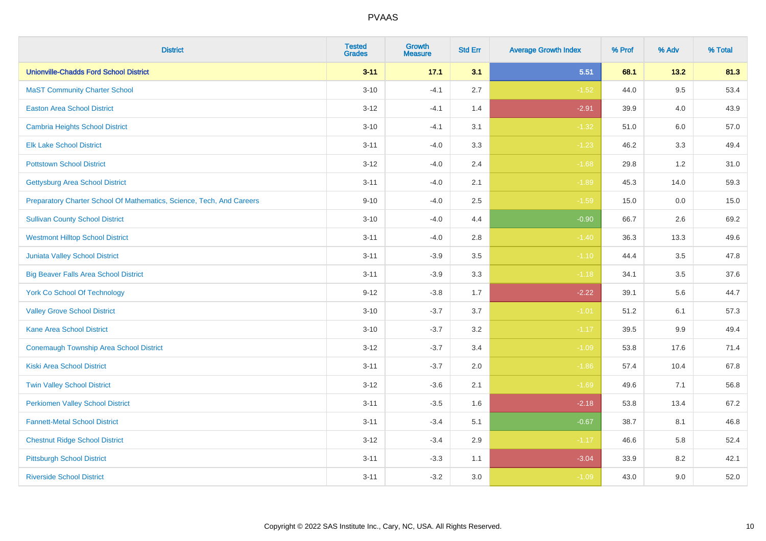# PVAAS

| District | Tested Grades | Growth Measure | Std Err | Average Growth Index | % Prof | % Adv | % Total |
|---|---|---|---|---|---|---|---|
| **Unionville-Chadds Ford School District** | **3-11** | **17.1** | **3.1** | **5.51** | **68.1** | **13.2** | **81.3** |
| MaST Community Charter School | 3-10 | -4.1 | 2.7 | -1.52 | 44.0 | 9.5 | 53.4 |
| Easton Area School District | 3-12 | -4.1 | 1.4 | -2.91 | 39.9 | 4.0 | 43.9 |
| Cambria Heights School District | 3-10 | -4.1 | 3.1 | -1.32 | 51.0 | 6.0 | 57.0 |
| Elk Lake School District | 3-11 | -4.0 | 3.3 | -1.23 | 46.2 | 3.3 | 49.4 |
| Pottstown School District | 3-12 | -4.0 | 2.4 | -1.68 | 29.8 | 1.2 | 31.0 |
| Gettysburg Area School District | 3-11 | -4.0 | 2.1 | -1.89 | 45.3 | 14.0 | 59.3 |
| Preparatory Charter School Of Mathematics, Science, Tech, And Careers | 9-10 | -4.0 | 2.5 | -1.59 | 15.0 | 0.0 | 15.0 |
| Sullivan County School District | 3-10 | -4.0 | 4.4 | -0.90 | 66.7 | 2.6 | 69.2 |
| Westmont Hilltop School District | 3-11 | -4.0 | 2.8 | -1.40 | 36.3 | 13.3 | 49.6 |
| Juniata Valley School District | 3-11 | -3.9 | 3.5 | -1.10 | 44.4 | 3.5 | 47.8 |
| Big Beaver Falls Area School District | 3-11 | -3.9 | 3.3 | -1.18 | 34.1 | 3.5 | 37.6 |
| York Co School Of Technology | 9-12 | -3.8 | 1.7 | -2.22 | 39.1 | 5.6 | 44.7 |
| Valley Grove School District | 3-10 | -3.7 | 3.7 | -1.01 | 51.2 | 6.1 | 57.3 |
| Kane Area School District | 3-10 | -3.7 | 3.2 | -1.17 | 39.5 | 9.9 | 49.4 |
| Conemaugh Township Area School District | 3-12 | -3.7 | 3.4 | -1.09 | 53.8 | 17.6 | 71.4 |
| Kiski Area School District | 3-11 | -3.7 | 2.0 | -1.86 | 57.4 | 10.4 | 67.8 |
| Twin Valley School District | 3-12 | -3.6 | 2.1 | -1.69 | 49.6 | 7.1 | 56.8 |
| Perkiomen Valley School District | 3-11 | -3.5 | 1.6 | -2.18 | 53.8 | 13.4 | 67.2 |
| Fannett-Metal School District | 3-11 | -3.4 | 5.1 | -0.67 | 38.7 | 8.1 | 46.8 |
| Chestnut Ridge School District | 3-12 | -3.4 | 2.9 | -1.17 | 46.6 | 5.8 | 52.4 |
| Pittsburgh School District | 3-11 | -3.3 | 1.1 | -3.04 | 33.9 | 8.2 | 42.1 |
| Riverside School District | 3-11 | -3.2 | 3.0 | -1.09 | 43.0 | 9.0 | 52.0 |

Copyright © 2022 SAS Institute Inc., Cary, NC, USA. All Rights Reserved.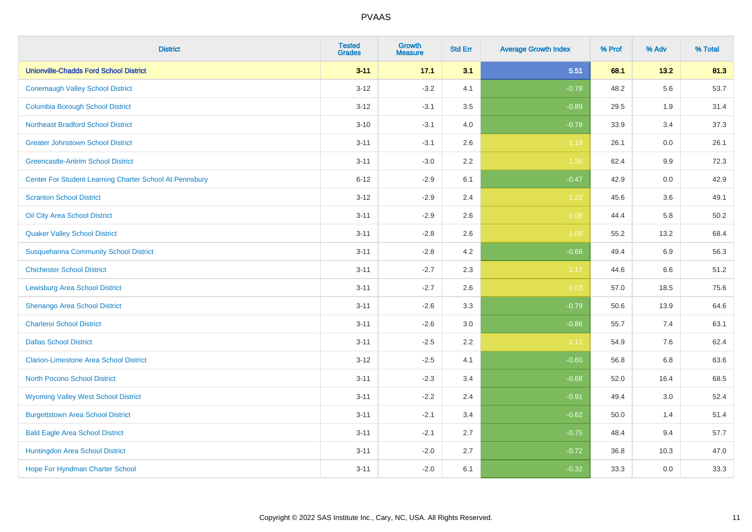| District | Tested Grades | Growth Measure | Std Err | Average Growth Index | % Prof | % Adv | % Total |
|---|---|---|---|---|---|---|---|
| **Unionville-Chadds Ford School District** | **3-11** | **17.1** | **3.1** | **5.51** | **68.1** | **13.2** | **81.3** |
| Conemaugh Valley School District | 3-12 | -3.2 | 4.1 | -0.78 | 48.2 | 5.6 | 53.7 |
| Columbia Borough School District | 3-12 | -3.1 | 3.5 | -0.89 | 29.5 | 1.9 | 31.4 |
| Northeast Bradford School District | 3-10 | -3.1 | 4.0 | -0.78 | 33.9 | 3.4 | 37.3 |
| Greater Johnstown School District | 3-11 | -3.1 | 2.6 | -1.19 | 26.1 | 0.0 | 26.1 |
| Greencastle-Antrim School District | 3-11 | -3.0 | 2.2 | -1.36 | 62.4 | 9.9 | 72.3 |
| Center For Student Learning Charter School At Pennsbury | 6-12 | -2.9 | 6.1 | -0.47 | 42.9 | 0.0 | 42.9 |
| Scranton School District | 3-12 | -2.9 | 2.4 | -1.22 | 45.6 | 3.6 | 49.1 |
| Oil City Area School District | 3-11 | -2.9 | 2.6 | -1.08 | 44.4 | 5.8 | 50.2 |
| Quaker Valley School District | 3-11 | -2.8 | 2.6 | -1.08 | 55.2 | 13.2 | 68.4 |
| Susquehanna Community School District | 3-11 | -2.8 | 4.2 | -0.66 | 49.4 | 6.9 | 56.3 |
| Chichester School District | 3-11 | -2.7 | 2.3 | -1.17 | 44.6 | 6.6 | 51.2 |
| Lewisburg Area School District | 3-11 | -2.7 | 2.6 | -1.03 | 57.0 | 18.5 | 75.6 |
| Shenango Area School District | 3-11 | -2.6 | 3.3 | -0.79 | 50.6 | 13.9 | 64.6 |
| Charleroi School District | 3-11 | -2.6 | 3.0 | -0.86 | 55.7 | 7.4 | 63.1 |
| Dallas School District | 3-11 | -2.5 | 2.2 | -1.12 | 54.9 | 7.6 | 62.4 |
| Clarion-Limestone Area School District | 3-12 | -2.5 | 4.1 | -0.60 | 56.8 | 6.8 | 63.6 |
| North Pocono School District | 3-11 | -2.3 | 3.4 | -0.68 | 52.0 | 16.4 | 68.5 |
| Wyoming Valley West School District | 3-11 | -2.2 | 2.4 | -0.91 | 49.4 | 3.0 | 52.4 |
| Burgettstown Area School District | 3-11 | -2.1 | 3.4 | -0.62 | 50.0 | 1.4 | 51.4 |
| Bald Eagle Area School District | 3-11 | -2.1 | 2.7 | -0.75 | 48.4 | 9.4 | 57.7 |
| Huntingdon Area School District | 3-11 | -2.0 | 2.7 | -0.72 | 36.8 | 10.3 | 47.0 |
| Hope For Hyndman Charter School | 3-11 | -2.0 | 6.1 | -0.32 | 33.3 | 0.0 | 33.3 |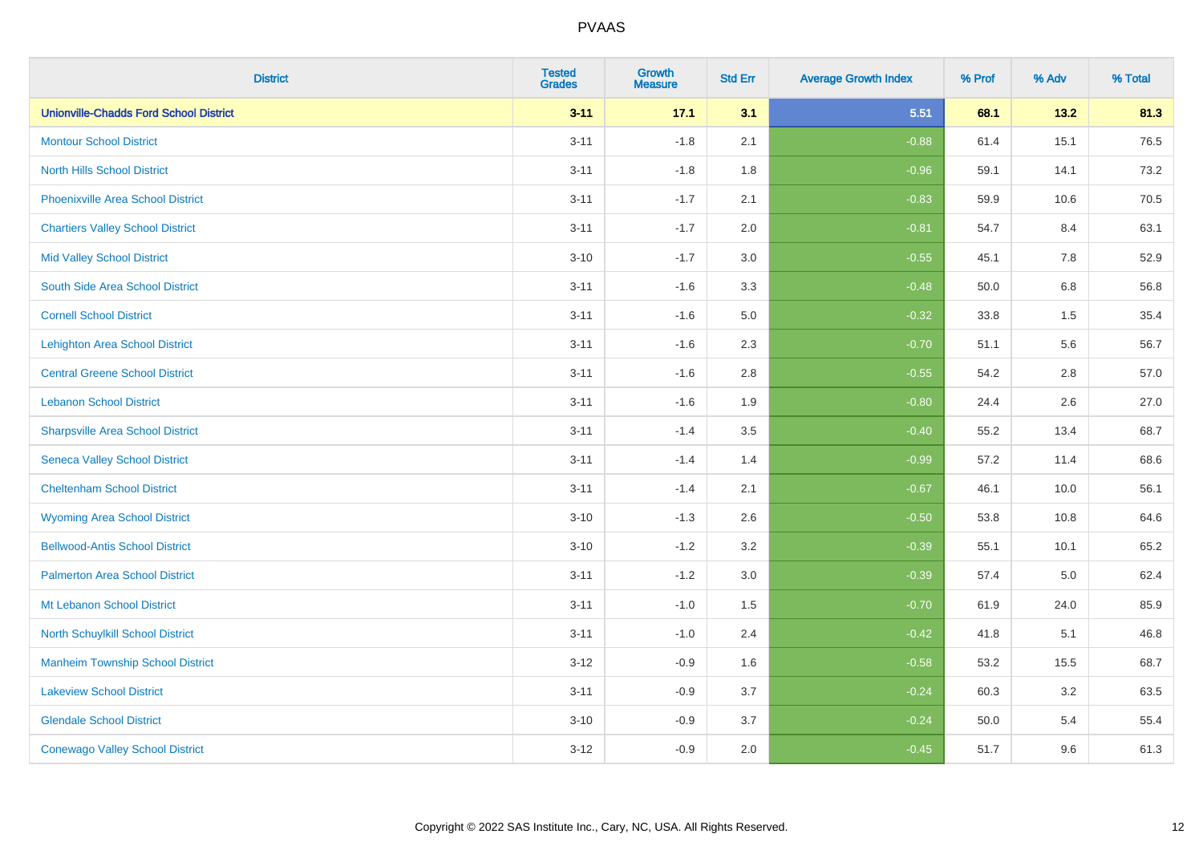| District | Tested Grades | Growth Measure | Std Err | Average Growth Index | % Prof | % Adv | % Total |
|---|---|---|---|---|---|---|---|
| **Unionville-Chadds Ford School District** | **3-11** | **17.1** | **3.1** | **5.51** | **68.1** | **13.2** | **81.3** |
| Montour School District | 3-11 | -1.8 | 2.1 | -0.88 | 61.4 | 15.1 | 76.5 |
| North Hills School District | 3-11 | -1.8 | 1.8 | -0.96 | 59.1 | 14.1 | 73.2 |
| Phoenixville Area School District | 3-11 | -1.7 | 2.1 | -0.83 | 59.9 | 10.6 | 70.5 |
| Chartiers Valley School District | 3-11 | -1.7 | 2.0 | -0.81 | 54.7 | 8.4 | 63.1 |
| Mid Valley School District | 3-10 | -1.7 | 3.0 | -0.55 | 45.1 | 7.8 | 52.9 |
| South Side Area School District | 3-11 | -1.6 | 3.3 | -0.48 | 50.0 | 6.8 | 56.8 |
| Cornell School District | 3-11 | -1.6 | 5.0 | -0.32 | 33.8 | 1.5 | 35.4 |
| Lehighton Area School District | 3-11 | -1.6 | 2.3 | -0.70 | 51.1 | 5.6 | 56.7 |
| Central Greene School District | 3-11 | -1.6 | 2.8 | -0.55 | 54.2 | 2.8 | 57.0 |
| Lebanon School District | 3-11 | -1.6 | 1.9 | -0.80 | 24.4 | 2.6 | 27.0 |
| Sharpsville Area School District | 3-11 | -1.4 | 3.5 | -0.40 | 55.2 | 13.4 | 68.7 |
| Seneca Valley School District | 3-11 | -1.4 | 1.4 | -0.99 | 57.2 | 11.4 | 68.6 |
| Cheltenham School District | 3-11 | -1.4 | 2.1 | -0.67 | 46.1 | 10.0 | 56.1 |
| Wyoming Area School District | 3-10 | -1.3 | 2.6 | -0.50 | 53.8 | 10.8 | 64.6 |
| Bellwood-Antis School District | 3-10 | -1.2 | 3.2 | -0.39 | 55.1 | 10.1 | 65.2 |
| Palmerton Area School District | 3-11 | -1.2 | 3.0 | -0.39 | 57.4 | 5.0 | 62.4 |
| Mt Lebanon School District | 3-11 | -1.0 | 1.5 | -0.70 | 61.9 | 24.0 | 85.9 |
| North Schuylkill School District | 3-11 | -1.0 | 2.4 | -0.42 | 41.8 | 5.1 | 46.8 |
| Manheim Township School District | 3-12 | -0.9 | 1.6 | -0.58 | 53.2 | 15.5 | 68.7 |
| Lakeview School District | 3-11 | -0.9 | 3.7 | -0.24 | 60.3 | 3.2 | 63.5 |
| Glendale School District | 3-10 | -0.9 | 3.7 | -0.24 | 50.0 | 5.4 | 55.4 |
| Conewago Valley School District | 3-12 | -0.9 | 2.0 | -0.45 | 51.7 | 9.6 | 61.3 |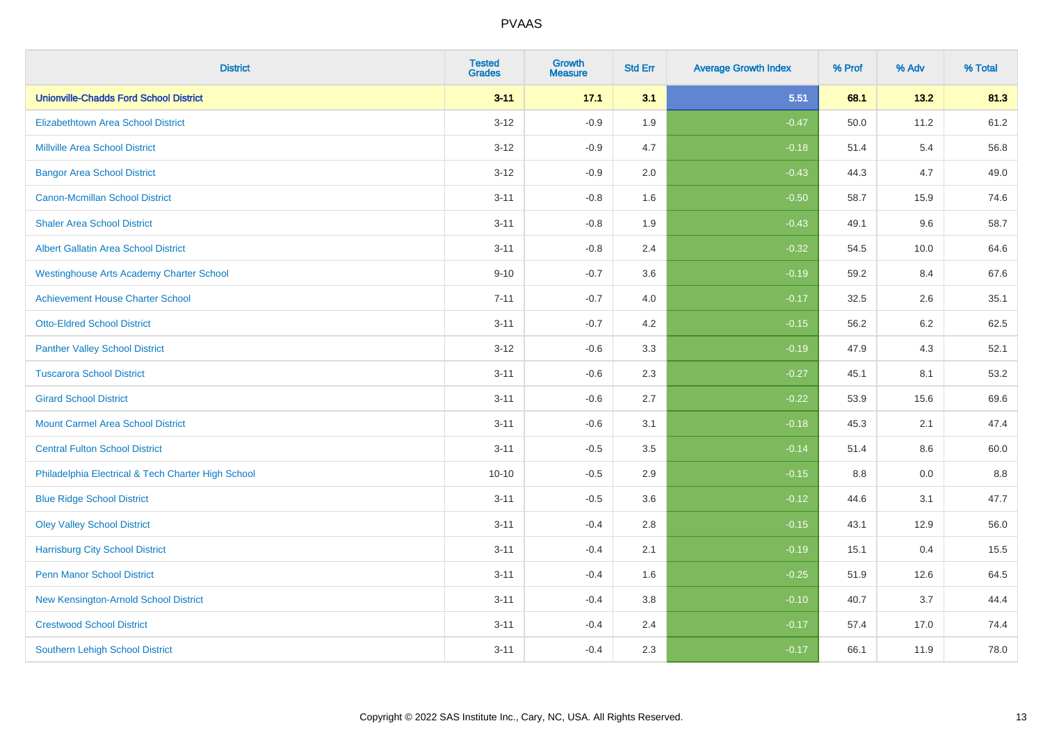# PVAAS

| District | Tested Grades | Growth Measure | Std Err | Average Growth Index | % Prof | % Adv | % Total |
|---|---|---|---|---|---|---|---|
| **Unionville-Chadds Ford School District** | **3-11** | **17.1** | **3.1** | **5.51** | **68.1** | **13.2** | **81.3** |
| Elizabethtown Area School District | 3-12 | -0.9 | 1.9 | -0.47 | 50.0 | 11.2 | 61.2 |
| Millville Area School District | 3-12 | -0.9 | 4.7 | -0.18 | 51.4 | 5.4 | 56.8 |
| Bangor Area School District | 3-12 | -0.9 | 2.0 | -0.43 | 44.3 | 4.7 | 49.0 |
| Canon-Mcmillan School District | 3-11 | -0.8 | 1.6 | -0.50 | 58.7 | 15.9 | 74.6 |
| Shaler Area School District | 3-11 | -0.8 | 1.9 | -0.43 | 49.1 | 9.6 | 58.7 |
| Albert Gallatin Area School District | 3-11 | -0.8 | 2.4 | -0.32 | 54.5 | 10.0 | 64.6 |
| Westinghouse Arts Academy Charter School | 9-10 | -0.7 | 3.6 | -0.19 | 59.2 | 8.4 | 67.6 |
| Achievement House Charter School | 7-11 | -0.7 | 4.0 | -0.17 | 32.5 | 2.6 | 35.1 |
| Otto-Eldred School District | 3-11 | -0.7 | 4.2 | -0.15 | 56.2 | 6.2 | 62.5 |
| Panther Valley School District | 3-12 | -0.6 | 3.3 | -0.19 | 47.9 | 4.3 | 52.1 |
| Tuscarora School District | 3-11 | -0.6 | 2.3 | -0.27 | 45.1 | 8.1 | 53.2 |
| Girard School District | 3-11 | -0.6 | 2.7 | -0.22 | 53.9 | 15.6 | 69.6 |
| Mount Carmel Area School District | 3-11 | -0.6 | 3.1 | -0.18 | 45.3 | 2.1 | 47.4 |
| Central Fulton School District | 3-11 | -0.5 | 3.5 | -0.14 | 51.4 | 8.6 | 60.0 |
| Philadelphia Electrical & Tech Charter High School | 10-10 | -0.5 | 2.9 | -0.15 | 8.8 | 0.0 | 8.8 |
| Blue Ridge School District | 3-11 | -0.5 | 3.6 | -0.12 | 44.6 | 3.1 | 47.7 |
| Oley Valley School District | 3-11 | -0.4 | 2.8 | -0.15 | 43.1 | 12.9 | 56.0 |
| Harrisburg City School District | 3-11 | -0.4 | 2.1 | -0.19 | 15.1 | 0.4 | 15.5 |
| Penn Manor School District | 3-11 | -0.4 | 1.6 | -0.25 | 51.9 | 12.6 | 64.5 |
| New Kensington-Arnold School District | 3-11 | -0.4 | 3.8 | -0.10 | 40.7 | 3.7 | 44.4 |
| Crestwood School District | 3-11 | -0.4 | 2.4 | -0.17 | 57.4 | 17.0 | 74.4 |
| Southern Lehigh School District | 3-11 | -0.4 | 2.3 | -0.17 | 66.1 | 11.9 | 78.0 |

Copyright © 2022 SAS Institute Inc., Cary, NC, USA. All Rights Reserved.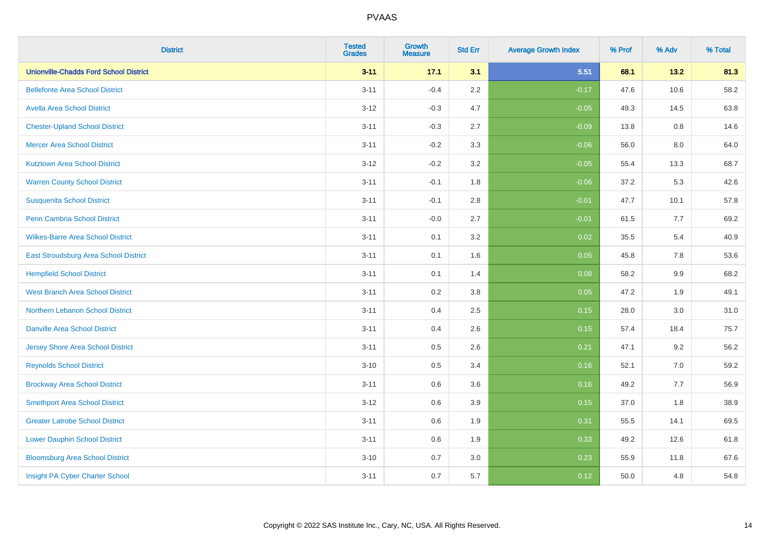| District | Tested Grades | Growth Measure | Std Err | Average Growth Index | % Prof | % Adv | % Total |
|---|---|---|---|---|---|---|---|
| **Unionville-Chadds Ford School District** | **3-11** | **17.1** | **3.1** | **5.51** | **68.1** | **13.2** | **81.3** |
| Bellefonte Area School District | 3-11 | -0.4 | 2.2 | -0.17 | 47.6 | 10.6 | 58.2 |
| Avella Area School District | 3-12 | -0.3 | 4.7 | -0.05 | 49.3 | 14.5 | 63.8 |
| Chester-Upland School District | 3-11 | -0.3 | 2.7 | -0.09 | 13.8 | 0.8 | 14.6 |
| Mercer Area School District | 3-11 | -0.2 | 3.3 | -0.06 | 56.0 | 8.0 | 64.0 |
| Kutztown Area School District | 3-12 | -0.2 | 3.2 | -0.05 | 55.4 | 13.3 | 68.7 |
| Warren County School District | 3-11 | -0.1 | 1.8 | -0.06 | 37.2 | 5.3 | 42.6 |
| Susquenita School District | 3-11 | -0.1 | 2.8 | -0.01 | 47.7 | 10.1 | 57.8 |
| Penn Cambria School District | 3-11 | -0.0 | 2.7 | -0.01 | 61.5 | 7.7 | 69.2 |
| Wilkes-Barre Area School District | 3-11 | 0.1 | 3.2 | 0.02 | 35.5 | 5.4 | 40.9 |
| East Stroudsburg Area School District | 3-11 | 0.1 | 1.6 | 0.05 | 45.8 | 7.8 | 53.6 |
| Hempfield School District | 3-11 | 0.1 | 1.4 | 0.08 | 58.2 | 9.9 | 68.2 |
| West Branch Area School District | 3-11 | 0.2 | 3.8 | 0.05 | 47.2 | 1.9 | 49.1 |
| Northern Lebanon School District | 3-11 | 0.4 | 2.5 | 0.15 | 28.0 | 3.0 | 31.0 |
| Danville Area School District | 3-11 | 0.4 | 2.6 | 0.15 | 57.4 | 18.4 | 75.7 |
| Jersey Shore Area School District | 3-11 | 0.5 | 2.6 | 0.21 | 47.1 | 9.2 | 56.2 |
| Reynolds School District | 3-10 | 0.5 | 3.4 | 0.16 | 52.1 | 7.0 | 59.2 |
| Brockway Area School District | 3-11 | 0.6 | 3.6 | 0.16 | 49.2 | 7.7 | 56.9 |
| Smethport Area School District | 3-12 | 0.6 | 3.9 | 0.15 | 37.0 | 1.8 | 38.9 |
| Greater Latrobe School District | 3-11 | 0.6 | 1.9 | 0.31 | 55.5 | 14.1 | 69.5 |
| Lower Dauphin School District | 3-11 | 0.6 | 1.9 | 0.33 | 49.2 | 12.6 | 61.8 |
| Bloomsburg Area School District | 3-10 | 0.7 | 3.0 | 0.23 | 55.9 | 11.8 | 67.6 |
| Insight PA Cyber Charter School | 3-11 | 0.7 | 5.7 | 0.12 | 50.0 | 4.8 | 54.8 |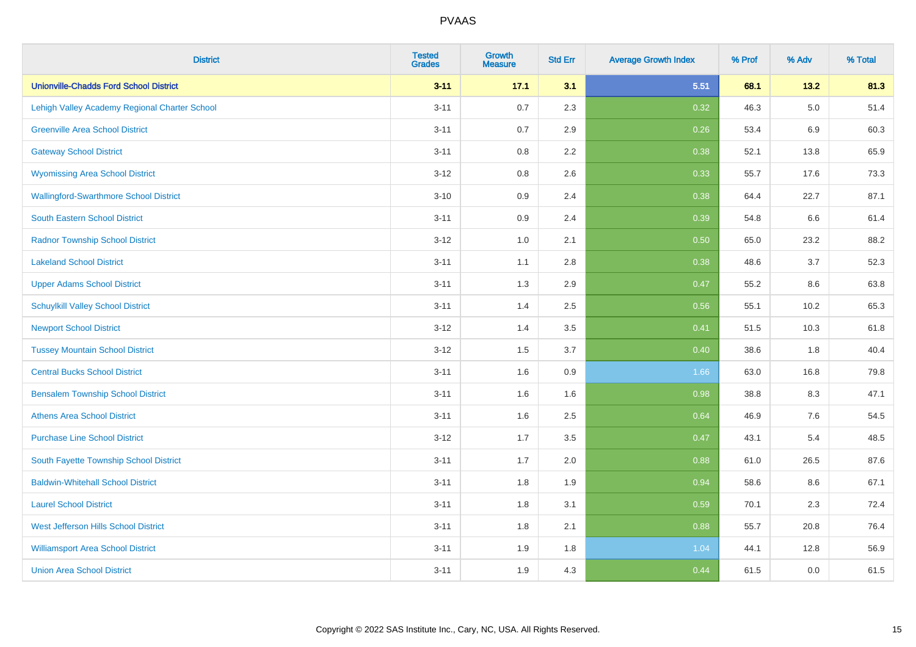| District | Tested Grades | Growth Measure | Std Err | Average Growth Index | % Prof | % Adv | % Total |
|---|---|---|---|---|---|---|---|
| **Unionville-Chadds Ford School District** | **3-11** | **17.1** | **3.1** | **5.51** | **68.1** | **13.2** | **81.3** |
| Lehigh Valley Academy Regional Charter School | 3-11 | 0.7 | 2.3 | 0.32 | 46.3 | 5.0 | 51.4 |
| Greenville Area School District | 3-11 | 0.7 | 2.9 | 0.26 | 53.4 | 6.9 | 60.3 |
| Gateway School District | 3-11 | 0.8 | 2.2 | 0.38 | 52.1 | 13.8 | 65.9 |
| Wyomissing Area School District | 3-12 | 0.8 | 2.6 | 0.33 | 55.7 | 17.6 | 73.3 |
| Wallingford-Swarthmore School District | 3-10 | 0.9 | 2.4 | 0.38 | 64.4 | 22.7 | 87.1 |
| South Eastern School District | 3-11 | 0.9 | 2.4 | 0.39 | 54.8 | 6.6 | 61.4 |
| Radnor Township School District | 3-12 | 1.0 | 2.1 | 0.50 | 65.0 | 23.2 | 88.2 |
| Lakeland School District | 3-11 | 1.1 | 2.8 | 0.38 | 48.6 | 3.7 | 52.3 |
| Upper Adams School District | 3-11 | 1.3 | 2.9 | 0.47 | 55.2 | 8.6 | 63.8 |
| Schuylkill Valley School District | 3-11 | 1.4 | 2.5 | 0.56 | 55.1 | 10.2 | 65.3 |
| Newport School District | 3-12 | 1.4 | 3.5 | 0.41 | 51.5 | 10.3 | 61.8 |
| Tussey Mountain School District | 3-12 | 1.5 | 3.7 | 0.40 | 38.6 | 1.8 | 40.4 |
| Central Bucks School District | 3-11 | 1.6 | 0.9 | 1.66 | 63.0 | 16.8 | 79.8 |
| Bensalem Township School District | 3-11 | 1.6 | 1.6 | 0.98 | 38.8 | 8.3 | 47.1 |
| Athens Area School District | 3-11 | 1.6 | 2.5 | 0.64 | 46.9 | 7.6 | 54.5 |
| Purchase Line School District | 3-12 | 1.7 | 3.5 | 0.47 | 43.1 | 5.4 | 48.5 |
| South Fayette Township School District | 3-11 | 1.7 | 2.0 | 0.88 | 61.0 | 26.5 | 87.6 |
| Baldwin-Whitehall School District | 3-11 | 1.8 | 1.9 | 0.94 | 58.6 | 8.6 | 67.1 |
| Laurel School District | 3-11 | 1.8 | 3.1 | 0.59 | 70.1 | 2.3 | 72.4 |
| West Jefferson Hills School District | 3-11 | 1.8 | 2.1 | 0.88 | 55.7 | 20.8 | 76.4 |
| Williamsport Area School District | 3-11 | 1.9 | 1.8 | 1.04 | 44.1 | 12.8 | 56.9 |
| Union Area School District | 3-11 | 1.9 | 4.3 | 0.44 | 61.5 | 0.0 | 61.5 |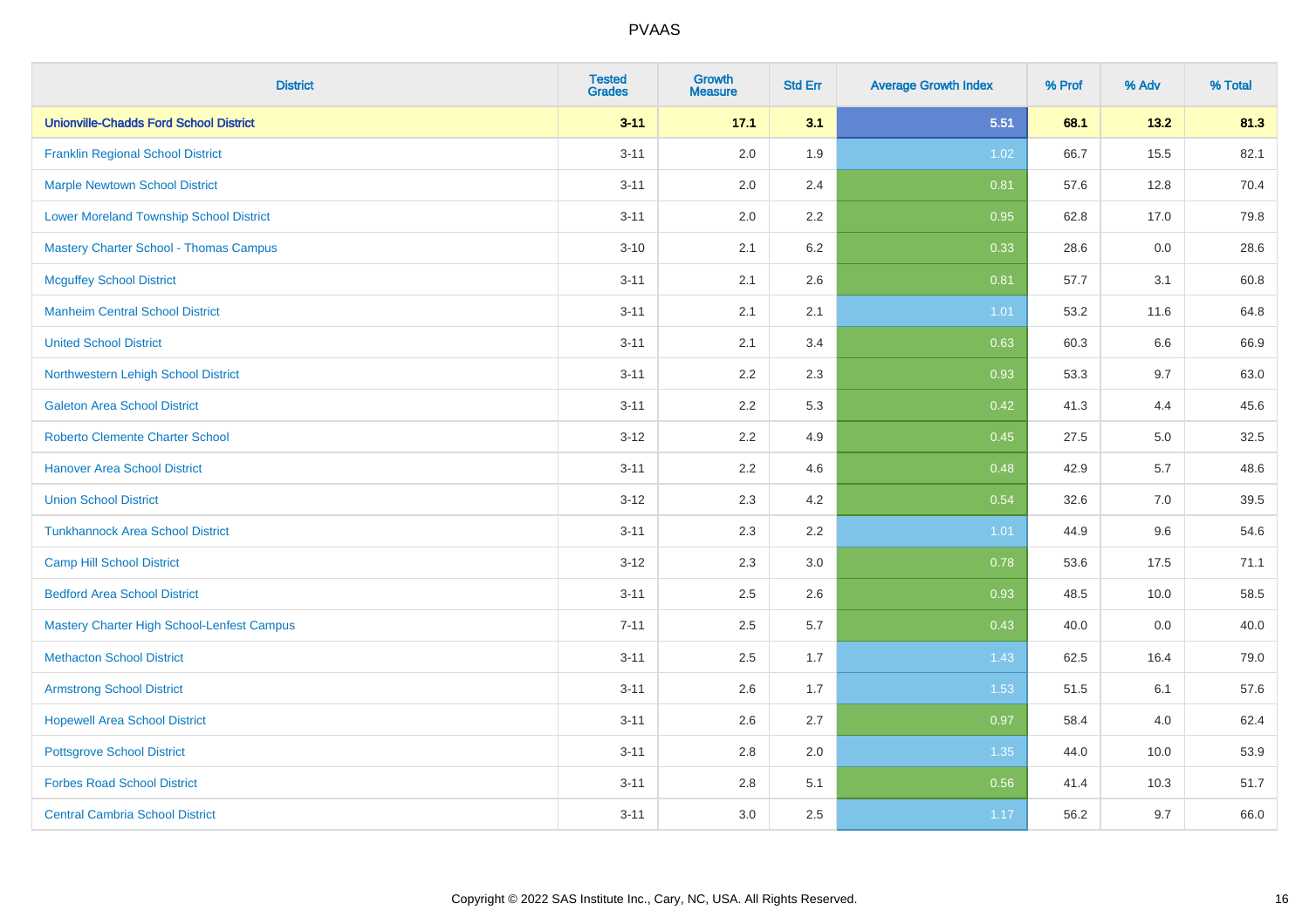| District | Tested Grades | Growth Measure | Std Err | Average Growth Index | % Prof | % Adv | % Total |
|---|---|---|---|---|---|---|---|
| **Unionville-Chadds Ford School District** | **3-11** | **17.1** | **3.1** | **5.51** | **68.1** | **13.2** | **81.3** |
| Franklin Regional School District | 3-11 | 2.0 | 1.9 | 1.02 | 66.7 | 15.5 | 82.1 |
| Marple Newtown School District | 3-11 | 2.0 | 2.4 | 0.81 | 57.6 | 12.8 | 70.4 |
| Lower Moreland Township School District | 3-11 | 2.0 | 2.2 | 0.95 | 62.8 | 17.0 | 79.8 |
| Mastery Charter School - Thomas Campus | 3-10 | 2.1 | 6.2 | 0.33 | 28.6 | 0.0 | 28.6 |
| Mcguffey School District | 3-11 | 2.1 | 2.6 | 0.81 | 57.7 | 3.1 | 60.8 |
| Manheim Central School District | 3-11 | 2.1 | 2.1 | 1.01 | 53.2 | 11.6 | 64.8 |
| United School District | 3-11 | 2.1 | 3.4 | 0.63 | 60.3 | 6.6 | 66.9 |
| Northwestern Lehigh School District | 3-11 | 2.2 | 2.3 | 0.93 | 53.3 | 9.7 | 63.0 |
| Galeton Area School District | 3-11 | 2.2 | 5.3 | 0.42 | 41.3 | 4.4 | 45.6 |
| Roberto Clemente Charter School | 3-12 | 2.2 | 4.9 | 0.45 | 27.5 | 5.0 | 32.5 |
| Hanover Area School District | 3-11 | 2.2 | 4.6 | 0.48 | 42.9 | 5.7 | 48.6 |
| Union School District | 3-12 | 2.3 | 4.2 | 0.54 | 32.6 | 7.0 | 39.5 |
| Tunkhannock Area School District | 3-11 | 2.3 | 2.2 | 1.01 | 44.9 | 9.6 | 54.6 |
| Camp Hill School District | 3-12 | 2.3 | 3.0 | 0.78 | 53.6 | 17.5 | 71.1 |
| Bedford Area School District | 3-11 | 2.5 | 2.6 | 0.93 | 48.5 | 10.0 | 58.5 |
| Mastery Charter High School-Lenfest Campus | 7-11 | 2.5 | 5.7 | 0.43 | 40.0 | 0.0 | 40.0 |
| Methacton School District | 3-11 | 2.5 | 1.7 | 1.43 | 62.5 | 16.4 | 79.0 |
| Armstrong School District | 3-11 | 2.6 | 1.7 | 1.53 | 51.5 | 6.1 | 57.6 |
| Hopewell Area School District | 3-11 | 2.6 | 2.7 | 0.97 | 58.4 | 4.0 | 62.4 |
| Pottsgrove School District | 3-11 | 2.8 | 2.0 | 1.35 | 44.0 | 10.0 | 53.9 |
| Forbes Road School District | 3-11 | 2.8 | 5.1 | 0.56 | 41.4 | 10.3 | 51.7 |
| Central Cambria School District | 3-11 | 3.0 | 2.5 | 1.17 | 56.2 | 9.7 | 66.0 |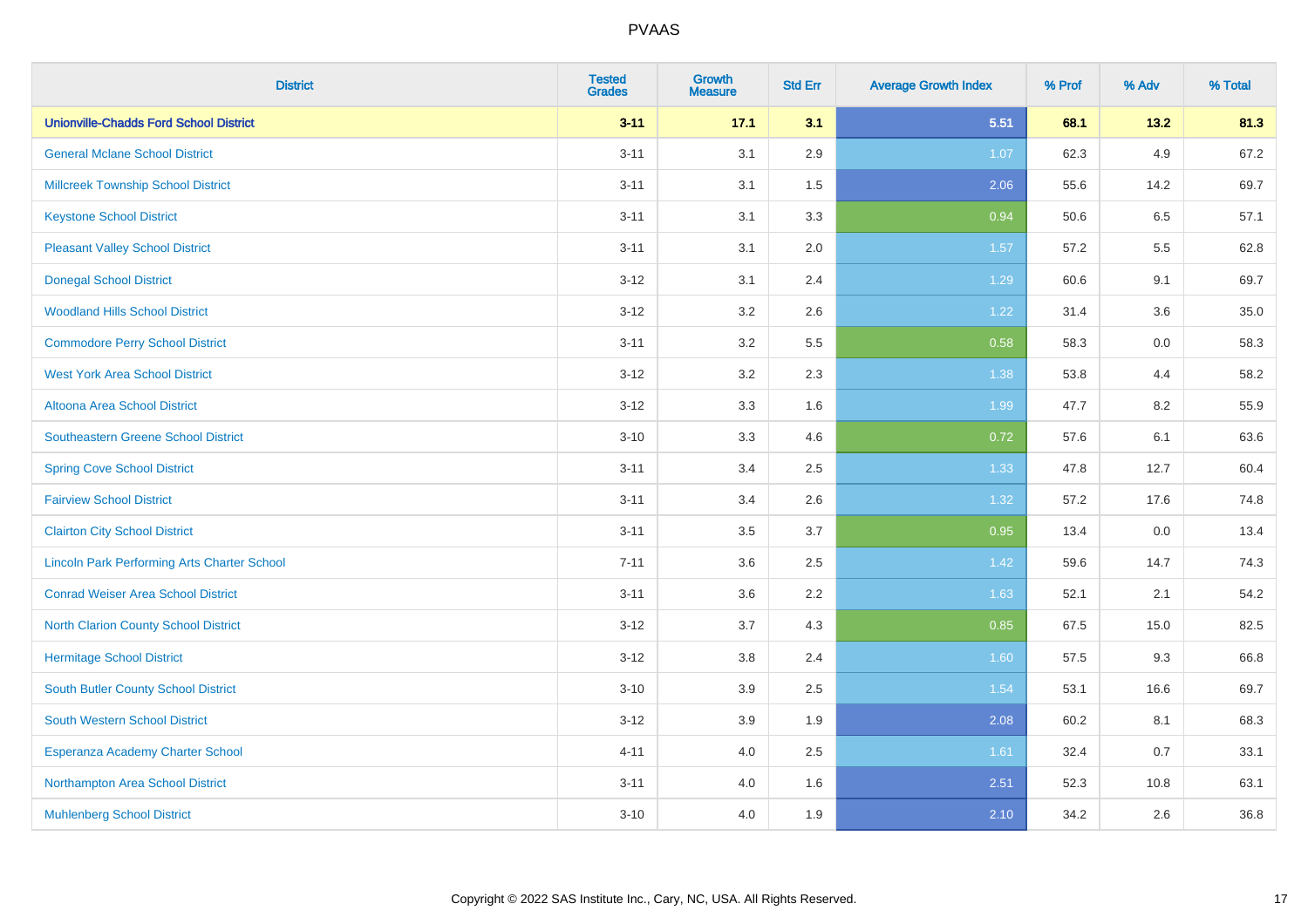| District | Tested Grades | Growth Measure | Std Err | Average Growth Index | % Prof | % Adv | % Total |
|---|---|---|---|---|---|---|---|
| **Unionville-Chadds Ford School District** | **3-11** | **17.1** | **3.1** | **5.51** | **68.1** | **13.2** | **81.3** |
| General Mclane School District | 3-11 | 3.1 | 2.9 | 1.07 | 62.3 | 4.9 | 67.2 |
| Millcreek Township School District | 3-11 | 3.1 | 1.5 | 2.06 | 55.6 | 14.2 | 69.7 |
| Keystone School District | 3-11 | 3.1 | 3.3 | 0.94 | 50.6 | 6.5 | 57.1 |
| Pleasant Valley School District | 3-11 | 3.1 | 2.0 | 1.57 | 57.2 | 5.5 | 62.8 |
| Donegal School District | 3-12 | 3.1 | 2.4 | 1.29 | 60.6 | 9.1 | 69.7 |
| Woodland Hills School District | 3-12 | 3.2 | 2.6 | 1.22 | 31.4 | 3.6 | 35.0 |
| Commodore Perry School District | 3-11 | 3.2 | 5.5 | 0.58 | 58.3 | 0.0 | 58.3 |
| West York Area School District | 3-12 | 3.2 | 2.3 | 1.38 | 53.8 | 4.4 | 58.2 |
| Altoona Area School District | 3-12 | 3.3 | 1.6 | 1.99 | 47.7 | 8.2 | 55.9 |
| Southeastern Greene School District | 3-10 | 3.3 | 4.6 | 0.72 | 57.6 | 6.1 | 63.6 |
| Spring Cove School District | 3-11 | 3.4 | 2.5 | 1.33 | 47.8 | 12.7 | 60.4 |
| Fairview School District | 3-11 | 3.4 | 2.6 | 1.32 | 57.2 | 17.6 | 74.8 |
| Clairton City School District | 3-11 | 3.5 | 3.7 | 0.95 | 13.4 | 0.0 | 13.4 |
| Lincoln Park Performing Arts Charter School | 7-11 | 3.6 | 2.5 | 1.42 | 59.6 | 14.7 | 74.3 |
| Conrad Weiser Area School District | 3-11 | 3.6 | 2.2 | 1.63 | 52.1 | 2.1 | 54.2 |
| North Clarion County School District | 3-12 | 3.7 | 4.3 | 0.85 | 67.5 | 15.0 | 82.5 |
| Hermitage School District | 3-12 | 3.8 | 2.4 | 1.60 | 57.5 | 9.3 | 66.8 |
| South Butler County School District | 3-10 | 3.9 | 2.5 | 1.54 | 53.1 | 16.6 | 69.7 |
| South Western School District | 3-12 | 3.9 | 1.9 | 2.08 | 60.2 | 8.1 | 68.3 |
| Esperanza Academy Charter School | 4-11 | 4.0 | 2.5 | 1.61 | 32.4 | 0.7 | 33.1 |
| Northampton Area School District | 3-11 | 4.0 | 1.6 | 2.51 | 52.3 | 10.8 | 63.1 |
| Muhlenberg School District | 3-10 | 4.0 | 1.9 | 2.10 | 34.2 | 2.6 | 36.8 |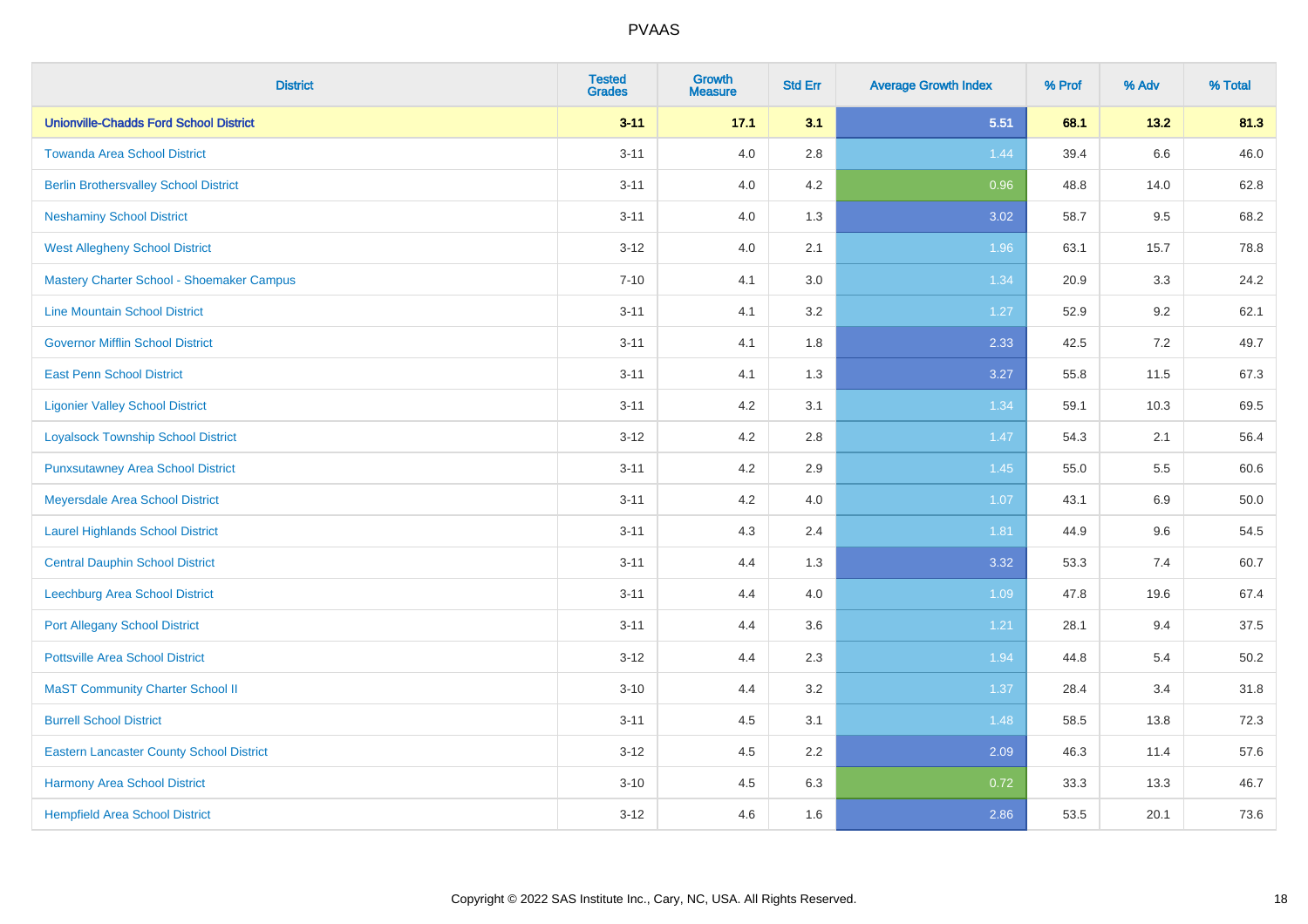| District | Tested Grades | Growth Measure | Std Err | Average Growth Index | % Prof | % Adv | % Total |
|---|---|---|---|---|---|---|---|
| **Unionville-Chadds Ford School District** | **3-11** | **17.1** | **3.1** | **5.51** | **68.1** | **13.2** | **81.3** |
| Towanda Area School District | 3-11 | 4.0 | 2.8 | 1.44 | 39.4 | 6.6 | 46.0 |
| Berlin Brothersvalley School District | 3-11 | 4.0 | 4.2 | 0.96 | 48.8 | 14.0 | 62.8 |
| Neshaminy School District | 3-11 | 4.0 | 1.3 | 3.02 | 58.7 | 9.5 | 68.2 |
| West Allegheny School District | 3-12 | 4.0 | 2.1 | 1.96 | 63.1 | 15.7 | 78.8 |
| Mastery Charter School - Shoemaker Campus | 7-10 | 4.1 | 3.0 | 1.34 | 20.9 | 3.3 | 24.2 |
| Line Mountain School District | 3-11 | 4.1 | 3.2 | 1.27 | 52.9 | 9.2 | 62.1 |
| Governor Mifflin School District | 3-11 | 4.1 | 1.8 | 2.33 | 42.5 | 7.2 | 49.7 |
| East Penn School District | 3-11 | 4.1 | 1.3 | 3.27 | 55.8 | 11.5 | 67.3 |
| Ligonier Valley School District | 3-11 | 4.2 | 3.1 | 1.34 | 59.1 | 10.3 | 69.5 |
| Loyalsock Township School District | 3-12 | 4.2 | 2.8 | 1.47 | 54.3 | 2.1 | 56.4 |
| Punxsutawney Area School District | 3-11 | 4.2 | 2.9 | 1.45 | 55.0 | 5.5 | 60.6 |
| Meyersdale Area School District | 3-11 | 4.2 | 4.0 | 1.07 | 43.1 | 6.9 | 50.0 |
| Laurel Highlands School District | 3-11 | 4.3 | 2.4 | 1.81 | 44.9 | 9.6 | 54.5 |
| Central Dauphin School District | 3-11 | 4.4 | 1.3 | 3.32 | 53.3 | 7.4 | 60.7 |
| Leechburg Area School District | 3-11 | 4.4 | 4.0 | 1.09 | 47.8 | 19.6 | 67.4 |
| Port Allegany School District | 3-11 | 4.4 | 3.6 | 1.21 | 28.1 | 9.4 | 37.5 |
| Pottsville Area School District | 3-12 | 4.4 | 2.3 | 1.94 | 44.8 | 5.4 | 50.2 |
| MaST Community Charter School II | 3-10 | 4.4 | 3.2 | 1.37 | 28.4 | 3.4 | 31.8 |
| Burrell School District | 3-11 | 4.5 | 3.1 | 1.48 | 58.5 | 13.8 | 72.3 |
| Eastern Lancaster County School District | 3-12 | 4.5 | 2.2 | 2.09 | 46.3 | 11.4 | 57.6 |
| Harmony Area School District | 3-10 | 4.5 | 6.3 | 0.72 | 33.3 | 13.3 | 46.7 |
| Hempfield Area School District | 3-12 | 4.6 | 1.6 | 2.86 | 53.5 | 20.1 | 73.6 |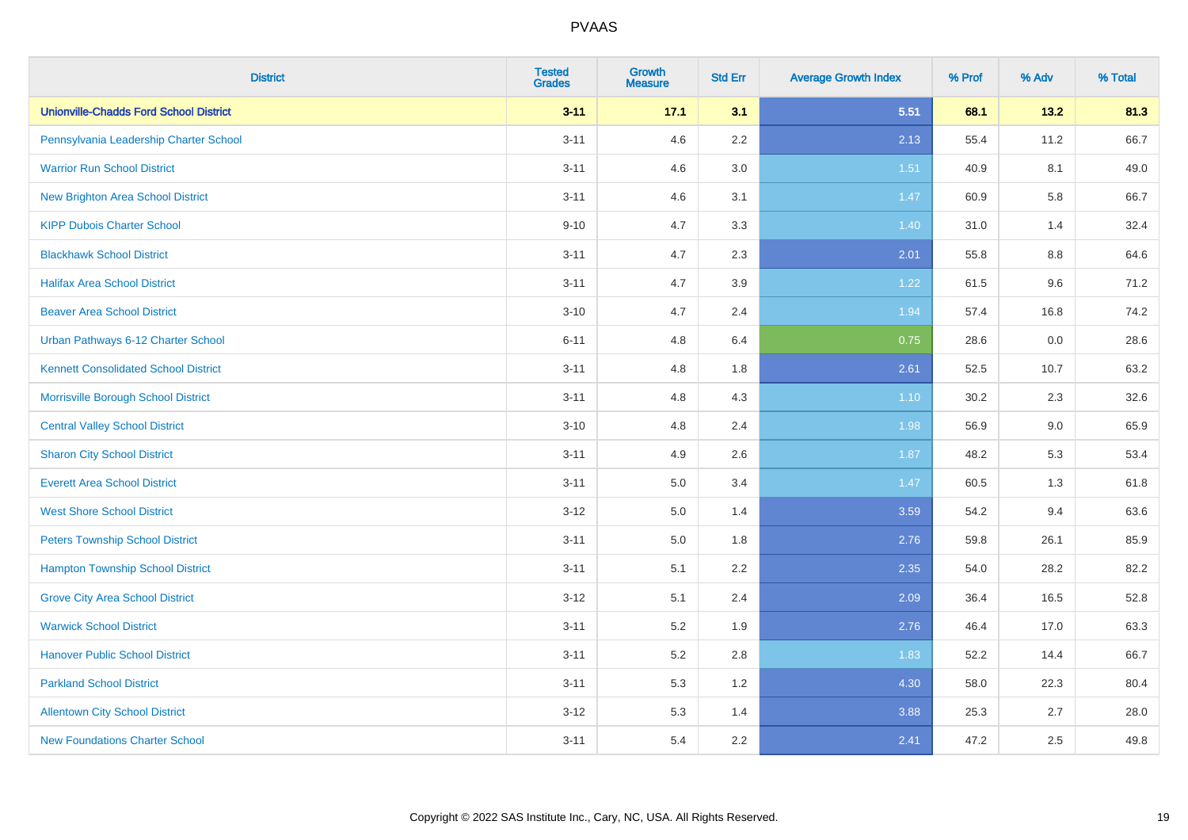| District | Tested Grades | Growth Measure | Std Err | Average Growth Index | % Prof | % Adv | % Total |
|---|---|---|---|---|---|---|---|
| **Unionville-Chadds Ford School District** | **3-11** | **17.1** | **3.1** | **5.51** | **68.1** | **13.2** | **81.3** |
| Pennsylvania Leadership Charter School | 3-11 | 4.6 | 2.2 | 2.13 | 55.4 | 11.2 | 66.7 |
| Warrior Run School District | 3-11 | 4.6 | 3.0 | 1.51 | 40.9 | 8.1 | 49.0 |
| New Brighton Area School District | 3-11 | 4.6 | 3.1 | 1.47 | 60.9 | 5.8 | 66.7 |
| KIPP Dubois Charter School | 9-10 | 4.7 | 3.3 | 1.40 | 31.0 | 1.4 | 32.4 |
| Blackhawk School District | 3-11 | 4.7 | 2.3 | 2.01 | 55.8 | 8.8 | 64.6 |
| Halifax Area School District | 3-11 | 4.7 | 3.9 | 1.22 | 61.5 | 9.6 | 71.2 |
| Beaver Area School District | 3-10 | 4.7 | 2.4 | 1.94 | 57.4 | 16.8 | 74.2 |
| Urban Pathways 6-12 Charter School | 6-11 | 4.8 | 6.4 | 0.75 | 28.6 | 0.0 | 28.6 |
| Kennett Consolidated School District | 3-11 | 4.8 | 1.8 | 2.61 | 52.5 | 10.7 | 63.2 |
| Morrisville Borough School District | 3-11 | 4.8 | 4.3 | 1.10 | 30.2 | 2.3 | 32.6 |
| Central Valley School District | 3-10 | 4.8 | 2.4 | 1.98 | 56.9 | 9.0 | 65.9 |
| Sharon City School District | 3-11 | 4.9 | 2.6 | 1.87 | 48.2 | 5.3 | 53.4 |
| Everett Area School District | 3-11 | 5.0 | 3.4 | 1.47 | 60.5 | 1.3 | 61.8 |
| West Shore School District | 3-12 | 5.0 | 1.4 | 3.59 | 54.2 | 9.4 | 63.6 |
| Peters Township School District | 3-11 | 5.0 | 1.8 | 2.76 | 59.8 | 26.1 | 85.9 |
| Hampton Township School District | 3-11 | 5.1 | 2.2 | 2.35 | 54.0 | 28.2 | 82.2 |
| Grove City Area School District | 3-12 | 5.1 | 2.4 | 2.09 | 36.4 | 16.5 | 52.8 |
| Warwick School District | 3-11 | 5.2 | 1.9 | 2.76 | 46.4 | 17.0 | 63.3 |
| Hanover Public School District | 3-11 | 5.2 | 2.8 | 1.83 | 52.2 | 14.4 | 66.7 |
| Parkland School District | 3-11 | 5.3 | 1.2 | 4.30 | 58.0 | 22.3 | 80.4 |
| Allentown City School District | 3-12 | 5.3 | 1.4 | 3.88 | 25.3 | 2.7 | 28.0 |
| New Foundations Charter School | 3-11 | 5.4 | 2.2 | 2.41 | 47.2 | 2.5 | 49.8 |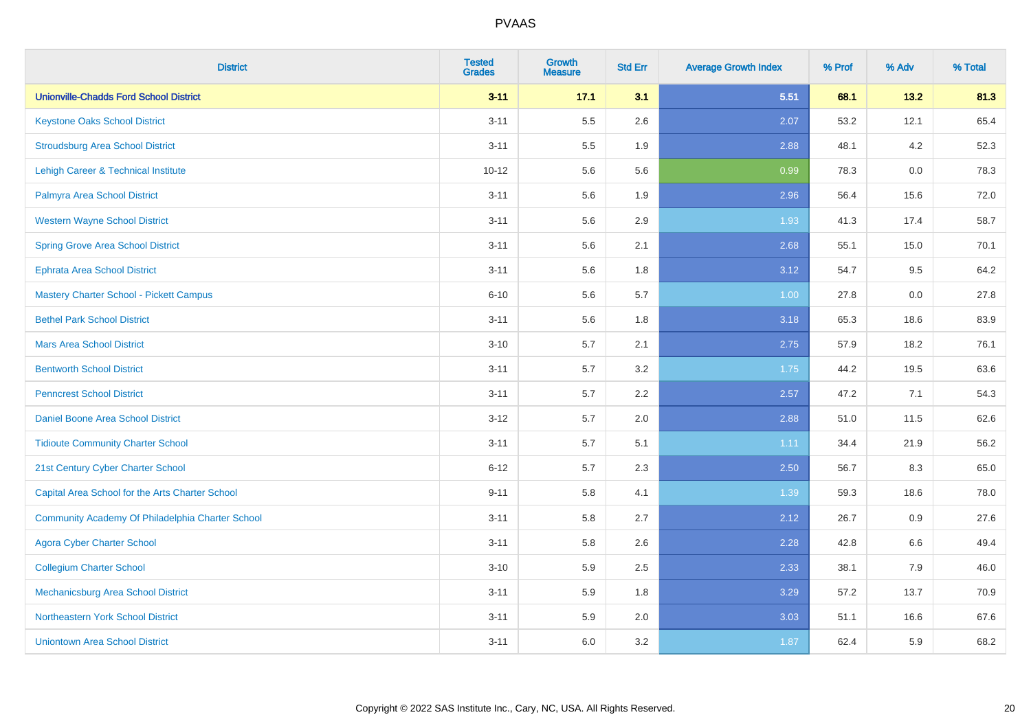# PVAAS

| District | Tested Grades | Growth Measure | Std Err | Average Growth Index | % Prof | % Adv | % Total |
|---|---|---|---|---|---|---|---|
| **Unionville-Chadds Ford School District** | **3-11** | **17.1** | **3.1** | **5.51** | **68.1** | **13.2** | **81.3** |
| Keystone Oaks School District | 3-11 | 5.5 | 2.6 | 2.07 | 53.2 | 12.1 | 65.4 |
| Stroudsburg Area School District | 3-11 | 5.5 | 1.9 | 2.88 | 48.1 | 4.2 | 52.3 |
| Lehigh Career & Technical Institute | 10-12 | 5.6 | 5.6 | 0.99 | 78.3 | 0.0 | 78.3 |
| Palmyra Area School District | 3-11 | 5.6 | 1.9 | 2.96 | 56.4 | 15.6 | 72.0 |
| Western Wayne School District | 3-11 | 5.6 | 2.9 | 1.93 | 41.3 | 17.4 | 58.7 |
| Spring Grove Area School District | 3-11 | 5.6 | 2.1 | 2.68 | 55.1 | 15.0 | 70.1 |
| Ephrata Area School District | 3-11 | 5.6 | 1.8 | 3.12 | 54.7 | 9.5 | 64.2 |
| Mastery Charter School - Pickett Campus | 6-10 | 5.6 | 5.7 | 1.00 | 27.8 | 0.0 | 27.8 |
| Bethel Park School District | 3-11 | 5.6 | 1.8 | 3.18 | 65.3 | 18.6 | 83.9 |
| Mars Area School District | 3-10 | 5.7 | 2.1 | 2.75 | 57.9 | 18.2 | 76.1 |
| Bentworth School District | 3-11 | 5.7 | 3.2 | 1.75 | 44.2 | 19.5 | 63.6 |
| Penncrest School District | 3-11 | 5.7 | 2.2 | 2.57 | 47.2 | 7.1 | 54.3 |
| Daniel Boone Area School District | 3-12 | 5.7 | 2.0 | 2.88 | 51.0 | 11.5 | 62.6 |
| Tidioute Community Charter School | 3-11 | 5.7 | 5.1 | 1.11 | 34.4 | 21.9 | 56.2 |
| 21st Century Cyber Charter School | 6-12 | 5.7 | 2.3 | 2.50 | 56.7 | 8.3 | 65.0 |
| Capital Area School for the Arts Charter School | 9-11 | 5.8 | 4.1 | 1.39 | 59.3 | 18.6 | 78.0 |
| Community Academy Of Philadelphia Charter School | 3-11 | 5.8 | 2.7 | 2.12 | 26.7 | 0.9 | 27.6 |
| Agora Cyber Charter School | 3-11 | 5.8 | 2.6 | 2.28 | 42.8 | 6.6 | 49.4 |
| Collegium Charter School | 3-10 | 5.9 | 2.5 | 2.33 | 38.1 | 7.9 | 46.0 |
| Mechanicsburg Area School District | 3-11 | 5.9 | 1.8 | 3.29 | 57.2 | 13.7 | 70.9 |
| Northeastern York School District | 3-11 | 5.9 | 2.0 | 3.03 | 51.1 | 16.6 | 67.6 |
| Uniontown Area School District | 3-11 | 6.0 | 3.2 | 1.87 | 62.4 | 5.9 | 68.2 |

Copyright © 2022 SAS Institute Inc., Cary, NC, USA. All Rights Reserved.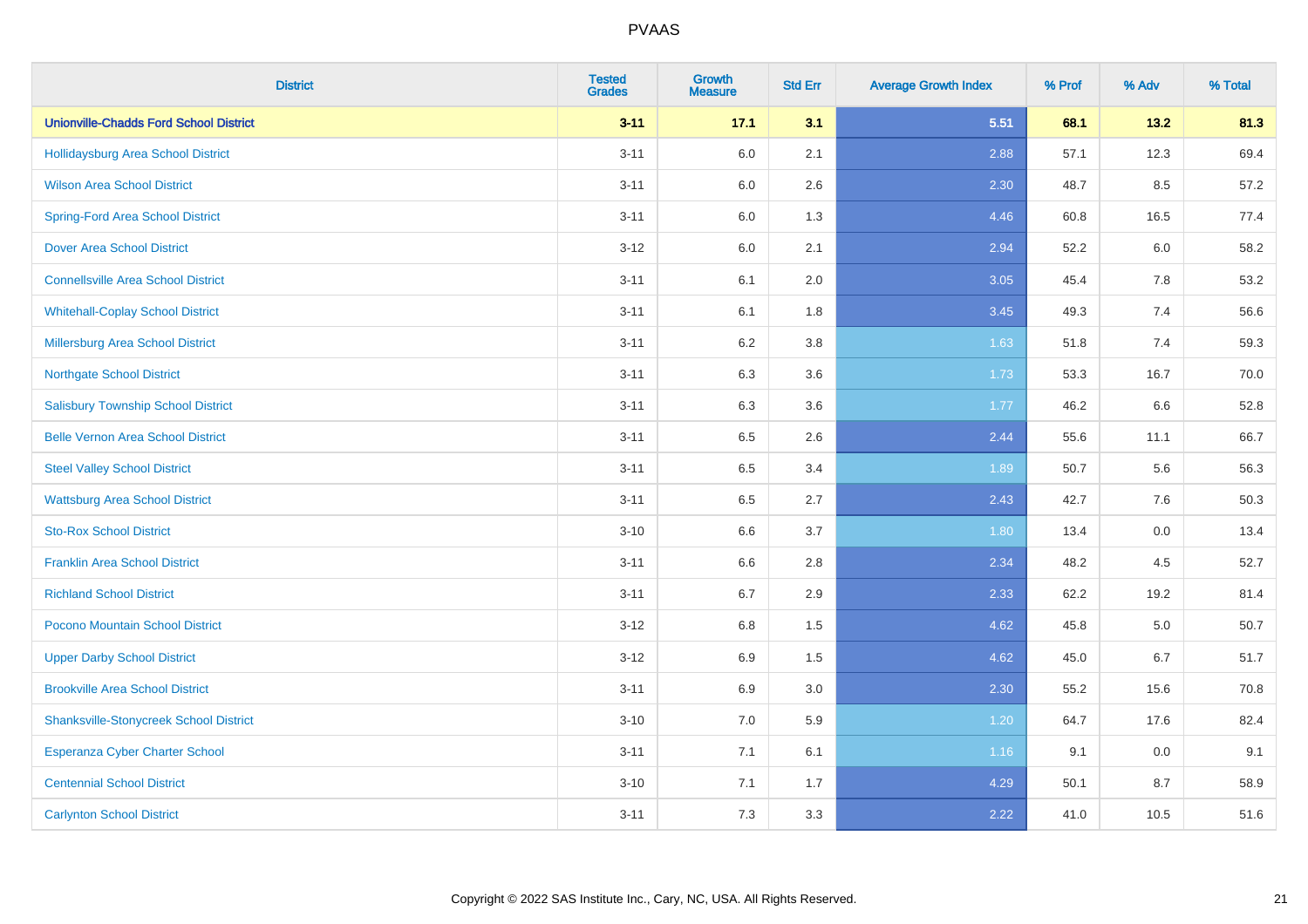# PVAAS

| District | Tested Grades | Growth Measure | Std Err | Average Growth Index | % Prof | % Adv | % Total |
|---|---|---|---|---|---|---|---|
| **Unionville-Chadds Ford School District** | **3-11** | **17.1** | **3.1** | **5.51** | **68.1** | **13.2** | **81.3** |
| Hollidaysburg Area School District | 3-11 | 6.0 | 2.1 | 2.88 | 57.1 | 12.3 | 69.4 |
| Wilson Area School District | 3-11 | 6.0 | 2.6 | 2.30 | 48.7 | 8.5 | 57.2 |
| Spring-Ford Area School District | 3-11 | 6.0 | 1.3 | 4.46 | 60.8 | 16.5 | 77.4 |
| Dover Area School District | 3-12 | 6.0 | 2.1 | 2.94 | 52.2 | 6.0 | 58.2 |
| Connellsville Area School District | 3-11 | 6.1 | 2.0 | 3.05 | 45.4 | 7.8 | 53.2 |
| Whitehall-Coplay School District | 3-11 | 6.1 | 1.8 | 3.45 | 49.3 | 7.4 | 56.6 |
| Millersburg Area School District | 3-11 | 6.2 | 3.8 | 1.63 | 51.8 | 7.4 | 59.3 |
| Northgate School District | 3-11 | 6.3 | 3.6 | 1.73 | 53.3 | 16.7 | 70.0 |
| Salisbury Township School District | 3-11 | 6.3 | 3.6 | 1.77 | 46.2 | 6.6 | 52.8 |
| Belle Vernon Area School District | 3-11 | 6.5 | 2.6 | 2.44 | 55.6 | 11.1 | 66.7 |
| Steel Valley School District | 3-11 | 6.5 | 3.4 | 1.89 | 50.7 | 5.6 | 56.3 |
| Wattsburg Area School District | 3-11 | 6.5 | 2.7 | 2.43 | 42.7 | 7.6 | 50.3 |
| Sto-Rox School District | 3-10 | 6.6 | 3.7 | 1.80 | 13.4 | 0.0 | 13.4 |
| Franklin Area School District | 3-11 | 6.6 | 2.8 | 2.34 | 48.2 | 4.5 | 52.7 |
| Richland School District | 3-11 | 6.7 | 2.9 | 2.33 | 62.2 | 19.2 | 81.4 |
| Pocono Mountain School District | 3-12 | 6.8 | 1.5 | 4.62 | 45.8 | 5.0 | 50.7 |
| Upper Darby School District | 3-12 | 6.9 | 1.5 | 4.62 | 45.0 | 6.7 | 51.7 |
| Brookville Area School District | 3-11 | 6.9 | 3.0 | 2.30 | 55.2 | 15.6 | 70.8 |
| Shanksville-Stonycreek School District | 3-10 | 7.0 | 5.9 | 1.20 | 64.7 | 17.6 | 82.4 |
| Esperanza Cyber Charter School | 3-11 | 7.1 | 6.1 | 1.16 | 9.1 | 0.0 | 9.1 |
| Centennial School District | 3-10 | 7.1 | 1.7 | 4.29 | 50.1 | 8.7 | 58.9 |
| Carlynton School District | 3-11 | 7.3 | 3.3 | 2.22 | 41.0 | 10.5 | 51.6 |

Copyright © 2022 SAS Institute Inc., Cary, NC, USA. All Rights Reserved.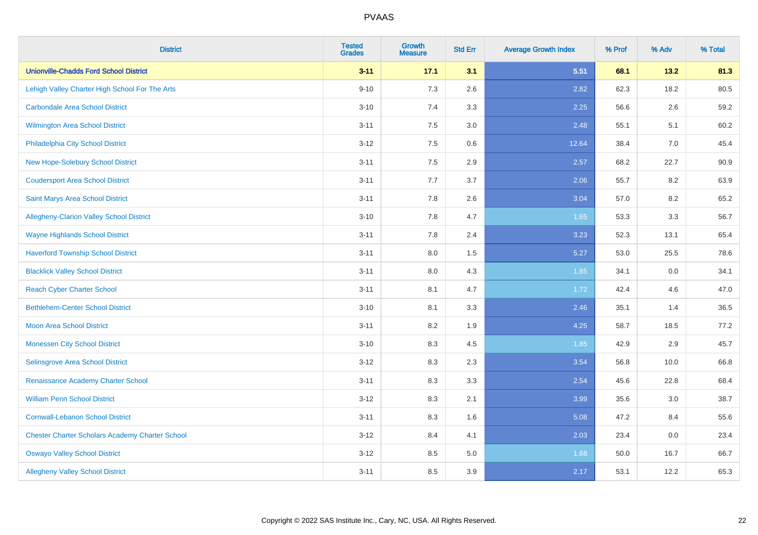| District | Tested Grades | Growth Measure | Std Err | Average Growth Index | % Prof | % Adv | % Total |
|---|---|---|---|---|---|---|---|
| **Unionville-Chadds Ford School District** | **3-11** | **17.1** | **3.1** | **5.51** | **68.1** | **13.2** | **81.3** |
| Lehigh Valley Charter High School For The Arts | 9-10 | 7.3 | 2.6 | 2.82 | 62.3 | 18.2 | 80.5 |
| Carbondale Area School District | 3-10 | 7.4 | 3.3 | 2.25 | 56.6 | 2.6 | 59.2 |
| Wilmington Area School District | 3-11 | 7.5 | 3.0 | 2.48 | 55.1 | 5.1 | 60.2 |
| Philadelphia City School District | 3-12 | 7.5 | 0.6 | 12.64 | 38.4 | 7.0 | 45.4 |
| New Hope-Solebury School District | 3-11 | 7.5 | 2.9 | 2.57 | 68.2 | 22.7 | 90.9 |
| Coudersport Area School District | 3-11 | 7.7 | 3.7 | 2.06 | 55.7 | 8.2 | 63.9 |
| Saint Marys Area School District | 3-11 | 7.8 | 2.6 | 3.04 | 57.0 | 8.2 | 65.2 |
| Allegheny-Clarion Valley School District | 3-10 | 7.8 | 4.7 | 1.65 | 53.3 | 3.3 | 56.7 |
| Wayne Highlands School District | 3-11 | 7.8 | 2.4 | 3.23 | 52.3 | 13.1 | 65.4 |
| Haverford Township School District | 3-11 | 8.0 | 1.5 | 5.27 | 53.0 | 25.5 | 78.6 |
| Blacklick Valley School District | 3-11 | 8.0 | 4.3 | 1.85 | 34.1 | 0.0 | 34.1 |
| Reach Cyber Charter School | 3-11 | 8.1 | 4.7 | 1.72 | 42.4 | 4.6 | 47.0 |
| Bethlehem-Center School District | 3-10 | 8.1 | 3.3 | 2.46 | 35.1 | 1.4 | 36.5 |
| Moon Area School District | 3-11 | 8.2 | 1.9 | 4.25 | 58.7 | 18.5 | 77.2 |
| Monessen City School District | 3-10 | 8.3 | 4.5 | 1.85 | 42.9 | 2.9 | 45.7 |
| Selinsgrove Area School District | 3-12 | 8.3 | 2.3 | 3.54 | 56.8 | 10.0 | 66.8 |
| Renaissance Academy Charter School | 3-11 | 8.3 | 3.3 | 2.54 | 45.6 | 22.8 | 68.4 |
| William Penn School District | 3-12 | 8.3 | 2.1 | 3.99 | 35.6 | 3.0 | 38.7 |
| Cornwall-Lebanon School District | 3-11 | 8.3 | 1.6 | 5.08 | 47.2 | 8.4 | 55.6 |
| Chester Charter Scholars Academy Charter School | 3-12 | 8.4 | 4.1 | 2.03 | 23.4 | 0.0 | 23.4 |
| Oswayo Valley School District | 3-12 | 8.5 | 5.0 | 1.68 | 50.0 | 16.7 | 66.7 |
| Allegheny Valley School District | 3-11 | 8.5 | 3.9 | 2.17 | 53.1 | 12.2 | 65.3 |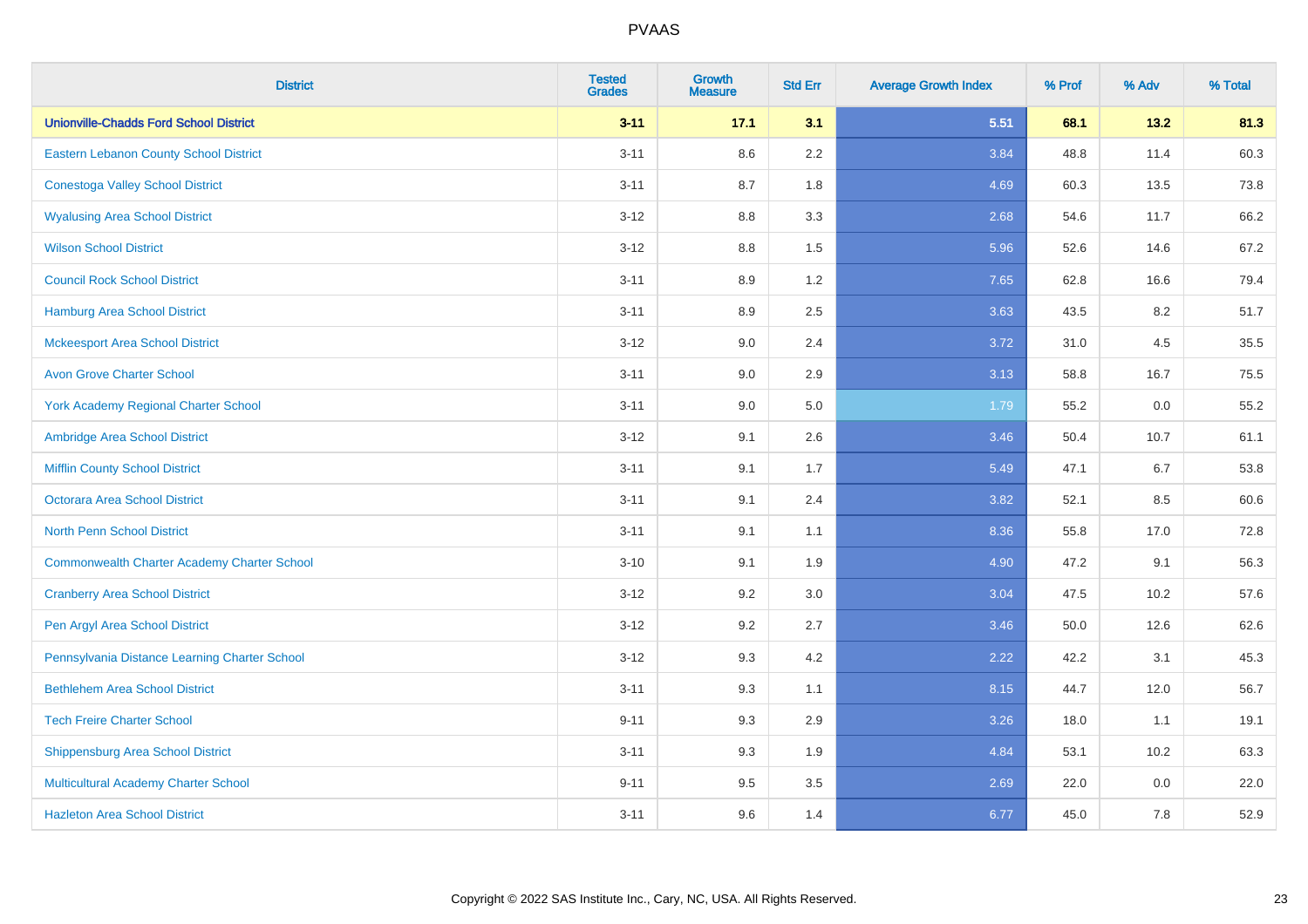| District | Tested Grades | Growth Measure | Std Err | Average Growth Index | % Prof | % Adv | % Total |
|---|---|---|---|---|---|---|---|
| **Unionville-Chadds Ford School District** | **3-11** | **17.1** | **3.1** | **5.51** | **68.1** | **13.2** | **81.3** |
| Eastern Lebanon County School District | 3-11 | 8.6 | 2.2 | 3.84 | 48.8 | 11.4 | 60.3 |
| Conestoga Valley School District | 3-11 | 8.7 | 1.8 | 4.69 | 60.3 | 13.5 | 73.8 |
| Wyalusing Area School District | 3-12 | 8.8 | 3.3 | 2.68 | 54.6 | 11.7 | 66.2 |
| Wilson School District | 3-12 | 8.8 | 1.5 | 5.96 | 52.6 | 14.6 | 67.2 |
| Council Rock School District | 3-11 | 8.9 | 1.2 | 7.65 | 62.8 | 16.6 | 79.4 |
| Hamburg Area School District | 3-11 | 8.9 | 2.5 | 3.63 | 43.5 | 8.2 | 51.7 |
| Mckeesport Area School District | 3-12 | 9.0 | 2.4 | 3.72 | 31.0 | 4.5 | 35.5 |
| Avon Grove Charter School | 3-11 | 9.0 | 2.9 | 3.13 | 58.8 | 16.7 | 75.5 |
| York Academy Regional Charter School | 3-11 | 9.0 | 5.0 | 1.79 | 55.2 | 0.0 | 55.2 |
| Ambridge Area School District | 3-12 | 9.1 | 2.6 | 3.46 | 50.4 | 10.7 | 61.1 |
| Mifflin County School District | 3-11 | 9.1 | 1.7 | 5.49 | 47.1 | 6.7 | 53.8 |
| Octorara Area School District | 3-11 | 9.1 | 2.4 | 3.82 | 52.1 | 8.5 | 60.6 |
| North Penn School District | 3-11 | 9.1 | 1.1 | 8.36 | 55.8 | 17.0 | 72.8 |
| Commonwealth Charter Academy Charter School | 3-10 | 9.1 | 1.9 | 4.90 | 47.2 | 9.1 | 56.3 |
| Cranberry Area School District | 3-12 | 9.2 | 3.0 | 3.04 | 47.5 | 10.2 | 57.6 |
| Pen Argyl Area School District | 3-12 | 9.2 | 2.7 | 3.46 | 50.0 | 12.6 | 62.6 |
| Pennsylvania Distance Learning Charter School | 3-12 | 9.3 | 4.2 | 2.22 | 42.2 | 3.1 | 45.3 |
| Bethlehem Area School District | 3-11 | 9.3 | 1.1 | 8.15 | 44.7 | 12.0 | 56.7 |
| Tech Freire Charter School | 9-11 | 9.3 | 2.9 | 3.26 | 18.0 | 1.1 | 19.1 |
| Shippensburg Area School District | 3-11 | 9.3 | 1.9 | 4.84 | 53.1 | 10.2 | 63.3 |
| Multicultural Academy Charter School | 9-11 | 9.5 | 3.5 | 2.69 | 22.0 | 0.0 | 22.0 |
| Hazleton Area School District | 3-11 | 9.6 | 1.4 | 6.77 | 45.0 | 7.8 | 52.9 |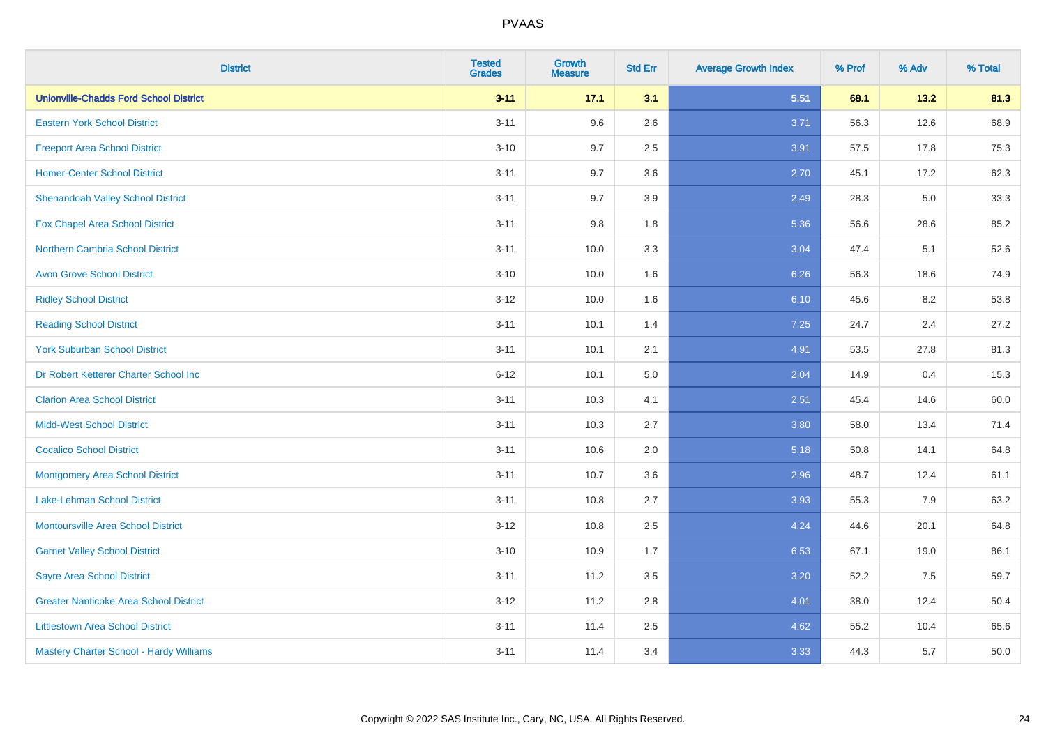# PVAAS

| District | Tested Grades | Growth Measure | Std Err | Average Growth Index | % Prof | % Adv | % Total |
|---|---|---|---|---|---|---|---|
| **Unionville-Chadds Ford School District** | **3-11** | **17.1** | **3.1** | **5.51** | **68.1** | **13.2** | **81.3** |
| Eastern York School District | 3-11 | 9.6 | 2.6 | 3.71 | 56.3 | 12.6 | 68.9 |
| Freeport Area School District | 3-10 | 9.7 | 2.5 | 3.91 | 57.5 | 17.8 | 75.3 |
| Homer-Center School District | 3-11 | 9.7 | 3.6 | 2.70 | 45.1 | 17.2 | 62.3 |
| Shenandoah Valley School District | 3-11 | 9.7 | 3.9 | 2.49 | 28.3 | 5.0 | 33.3 |
| Fox Chapel Area School District | 3-11 | 9.8 | 1.8 | 5.36 | 56.6 | 28.6 | 85.2 |
| Northern Cambria School District | 3-11 | 10.0 | 3.3 | 3.04 | 47.4 | 5.1 | 52.6 |
| Avon Grove School District | 3-10 | 10.0 | 1.6 | 6.26 | 56.3 | 18.6 | 74.9 |
| Ridley School District | 3-12 | 10.0 | 1.6 | 6.10 | 45.6 | 8.2 | 53.8 |
| Reading School District | 3-11 | 10.1 | 1.4 | 7.25 | 24.7 | 2.4 | 27.2 |
| York Suburban School District | 3-11 | 10.1 | 2.1 | 4.91 | 53.5 | 27.8 | 81.3 |
| Dr Robert Ketterer Charter School Inc | 6-12 | 10.1 | 5.0 | 2.04 | 14.9 | 0.4 | 15.3 |
| Clarion Area School District | 3-11 | 10.3 | 4.1 | 2.51 | 45.4 | 14.6 | 60.0 |
| Midd-West School District | 3-11 | 10.3 | 2.7 | 3.80 | 58.0 | 13.4 | 71.4 |
| Cocalico School District | 3-11 | 10.6 | 2.0 | 5.18 | 50.8 | 14.1 | 64.8 |
| Montgomery Area School District | 3-11 | 10.7 | 3.6 | 2.96 | 48.7 | 12.4 | 61.1 |
| Lake-Lehman School District | 3-11 | 10.8 | 2.7 | 3.93 | 55.3 | 7.9 | 63.2 |
| Montoursville Area School District | 3-12 | 10.8 | 2.5 | 4.24 | 44.6 | 20.1 | 64.8 |
| Garnet Valley School District | 3-10 | 10.9 | 1.7 | 6.53 | 67.1 | 19.0 | 86.1 |
| Sayre Area School District | 3-11 | 11.2 | 3.5 | 3.20 | 52.2 | 7.5 | 59.7 |
| Greater Nanticoke Area School District | 3-12 | 11.2 | 2.8 | 4.01 | 38.0 | 12.4 | 50.4 |
| Littlestown Area School District | 3-11 | 11.4 | 2.5 | 4.62 | 55.2 | 10.4 | 65.6 |
| Mastery Charter School - Hardy Williams | 3-11 | 11.4 | 3.4 | 3.33 | 44.3 | 5.7 | 50.0 |

Copyright © 2022 SAS Institute Inc., Cary, NC, USA. All Rights Reserved.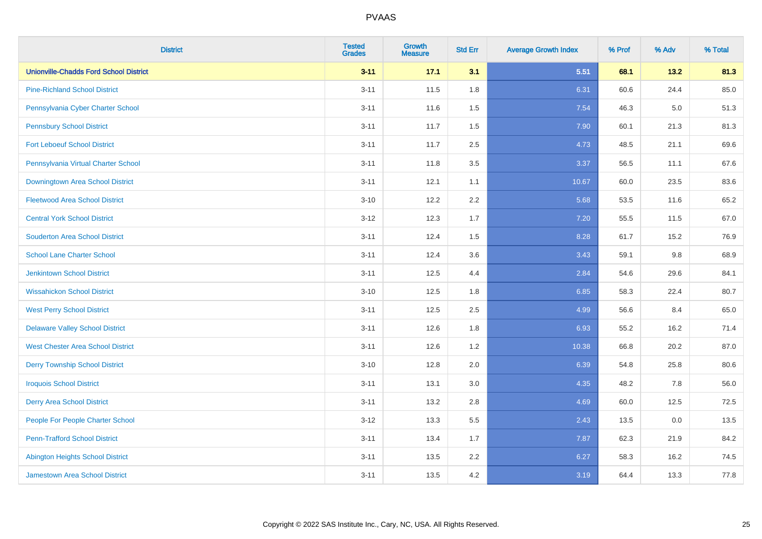# PVAAS

| District | Tested Grades | Growth Measure | Std Err | Average Growth Index | % Prof | % Adv | % Total |
|---|---|---|---|---|---|---|---|
| **Unionville-Chadds Ford School District** | **3-11** | **17.1** | **3.1** | **5.51** | **68.1** | **13.2** | **81.3** |
| Pine-Richland School District | 3-11 | 11.5 | 1.8 | 6.31 | 60.6 | 24.4 | 85.0 |
| Pennsylvania Cyber Charter School | 3-11 | 11.6 | 1.5 | 7.54 | 46.3 | 5.0 | 51.3 |
| Pennsbury School District | 3-11 | 11.7 | 1.5 | 7.90 | 60.1 | 21.3 | 81.3 |
| Fort Leboeuf School District | 3-11 | 11.7 | 2.5 | 4.73 | 48.5 | 21.1 | 69.6 |
| Pennsylvania Virtual Charter School | 3-11 | 11.8 | 3.5 | 3.37 | 56.5 | 11.1 | 67.6 |
| Downingtown Area School District | 3-11 | 12.1 | 1.1 | 10.67 | 60.0 | 23.5 | 83.6 |
| Fleetwood Area School District | 3-10 | 12.2 | 2.2 | 5.68 | 53.5 | 11.6 | 65.2 |
| Central York School District | 3-12 | 12.3 | 1.7 | 7.20 | 55.5 | 11.5 | 67.0 |
| Souderton Area School District | 3-11 | 12.4 | 1.5 | 8.28 | 61.7 | 15.2 | 76.9 |
| School Lane Charter School | 3-11 | 12.4 | 3.6 | 3.43 | 59.1 | 9.8 | 68.9 |
| Jenkintown School District | 3-11 | 12.5 | 4.4 | 2.84 | 54.6 | 29.6 | 84.1 |
| Wissahickon School District | 3-10 | 12.5 | 1.8 | 6.85 | 58.3 | 22.4 | 80.7 |
| West Perry School District | 3-11 | 12.5 | 2.5 | 4.99 | 56.6 | 8.4 | 65.0 |
| Delaware Valley School District | 3-11 | 12.6 | 1.8 | 6.93 | 55.2 | 16.2 | 71.4 |
| West Chester Area School District | 3-11 | 12.6 | 1.2 | 10.38 | 66.8 | 20.2 | 87.0 |
| Derry Township School District | 3-10 | 12.8 | 2.0 | 6.39 | 54.8 | 25.8 | 80.6 |
| Iroquois School District | 3-11 | 13.1 | 3.0 | 4.35 | 48.2 | 7.8 | 56.0 |
| Derry Area School District | 3-11 | 13.2 | 2.8 | 4.69 | 60.0 | 12.5 | 72.5 |
| People For People Charter School | 3-12 | 13.3 | 5.5 | 2.43 | 13.5 | 0.0 | 13.5 |
| Penn-Trafford School District | 3-11 | 13.4 | 1.7 | 7.87 | 62.3 | 21.9 | 84.2 |
| Abington Heights School District | 3-11 | 13.5 | 2.2 | 6.27 | 58.3 | 16.2 | 74.5 |
| Jamestown Area School District | 3-11 | 13.5 | 4.2 | 3.19 | 64.4 | 13.3 | 77.8 |

Copyright © 2022 SAS Institute Inc., Cary, NC, USA. All Rights Reserved.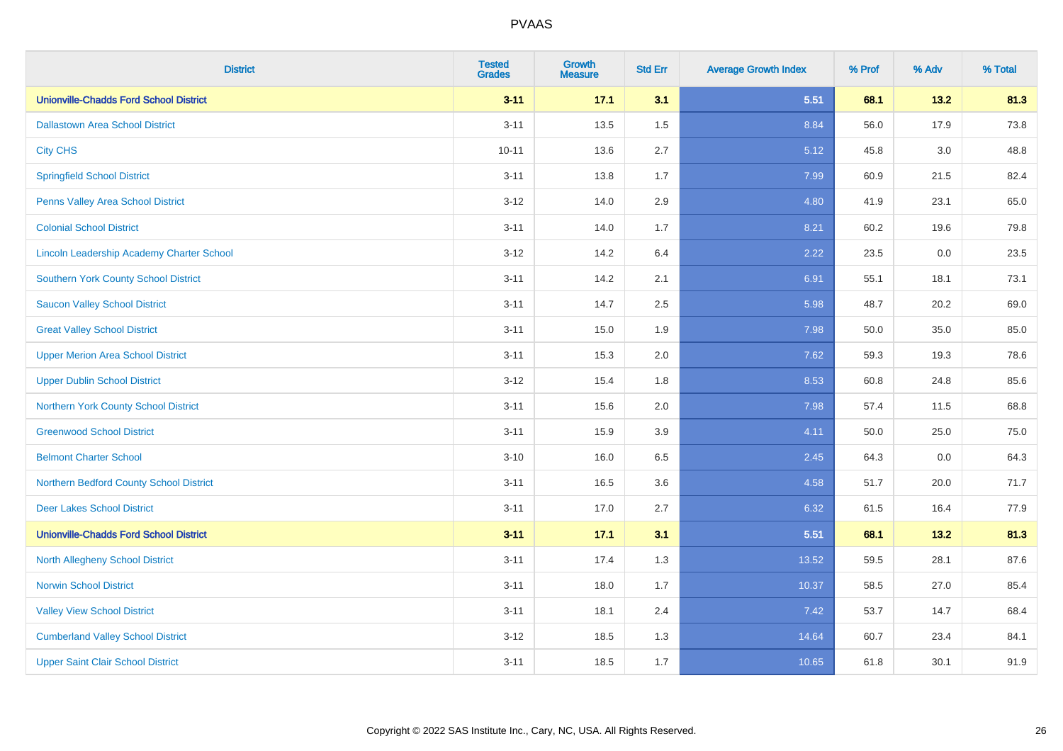| District | Tested Grades | Growth Measure | Std Err | Average Growth Index | % Prof | % Adv | % Total |
|---|---|---|---|---|---|---|---|
| **Unionville-Chadds Ford School District** | **3-11** | **17.1** | **3.1** | **5.51** | **68.1** | **13.2** | **81.3** |
| Dallastown Area School District | 3-11 | 13.5 | 1.5 | 8.84 | 56.0 | 17.9 | 73.8 |
| City CHS | 10-11 | 13.6 | 2.7 | 5.12 | 45.8 | 3.0 | 48.8 |
| Springfield School District | 3-11 | 13.8 | 1.7 | 7.99 | 60.9 | 21.5 | 82.4 |
| Penns Valley Area School District | 3-12 | 14.0 | 2.9 | 4.80 | 41.9 | 23.1 | 65.0 |
| Colonial School District | 3-11 | 14.0 | 1.7 | 8.21 | 60.2 | 19.6 | 79.8 |
| Lincoln Leadership Academy Charter School | 3-12 | 14.2 | 6.4 | 2.22 | 23.5 | 0.0 | 23.5 |
| Southern York County School District | 3-11 | 14.2 | 2.1 | 6.91 | 55.1 | 18.1 | 73.1 |
| Saucon Valley School District | 3-11 | 14.7 | 2.5 | 5.98 | 48.7 | 20.2 | 69.0 |
| Great Valley School District | 3-11 | 15.0 | 1.9 | 7.98 | 50.0 | 35.0 | 85.0 |
| Upper Merion Area School District | 3-11 | 15.3 | 2.0 | 7.62 | 59.3 | 19.3 | 78.6 |
| Upper Dublin School District | 3-12 | 15.4 | 1.8 | 8.53 | 60.8 | 24.8 | 85.6 |
| Northern York County School District | 3-11 | 15.6 | 2.0 | 7.98 | 57.4 | 11.5 | 68.8 |
| Greenwood School District | 3-11 | 15.9 | 3.9 | 4.11 | 50.0 | 25.0 | 75.0 |
| Belmont Charter School | 3-10 | 16.0 | 6.5 | 2.45 | 64.3 | 0.0 | 64.3 |
| Northern Bedford County School District | 3-11 | 16.5 | 3.6 | 4.58 | 51.7 | 20.0 | 71.7 |
| Deer Lakes School District | 3-11 | 17.0 | 2.7 | 6.32 | 61.5 | 16.4 | 77.9 |
| **Unionville-Chadds Ford School District** | **3-11** | **17.1** | **3.1** | **5.51** | **68.1** | **13.2** | **81.3** |
| North Allegheny School District | 3-11 | 17.4 | 1.3 | 13.52 | 59.5 | 28.1 | 87.6 |
| Norwin School District | 3-11 | 18.0 | 1.7 | 10.37 | 58.5 | 27.0 | 85.4 |
| Valley View School District | 3-11 | 18.1 | 2.4 | 7.42 | 53.7 | 14.7 | 68.4 |
| Cumberland Valley School District | 3-12 | 18.5 | 1.3 | 14.64 | 60.7 | 23.4 | 84.1 |
| Upper Saint Clair School District | 3-11 | 18.5 | 1.7 | 10.65 | 61.8 | 30.1 | 91.9 |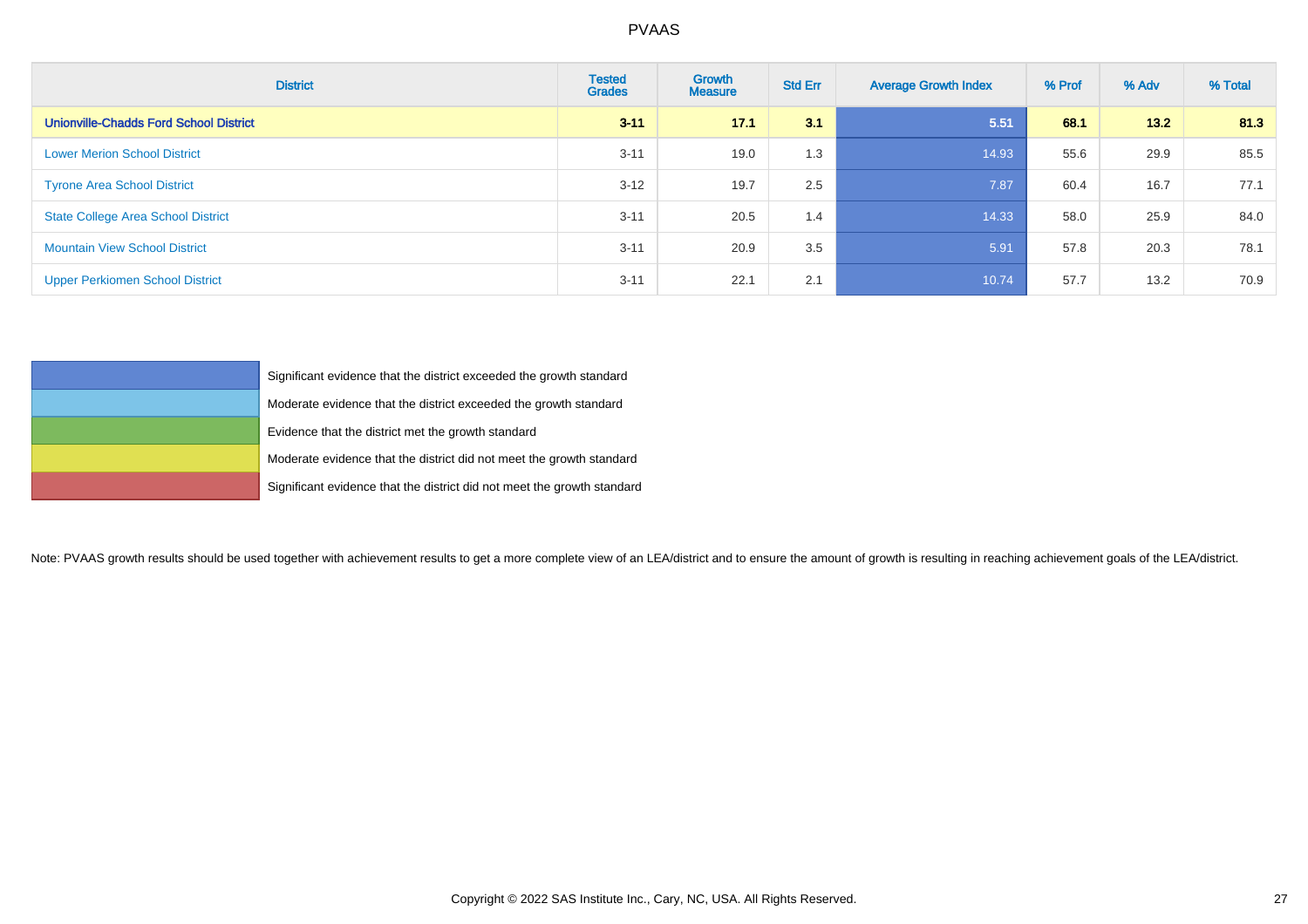# PVAAS

| District | Tested Grades | Growth Measure | Std Err | Average Growth Index | % Prof | % Adv | % Total |
|---|---|---|---|---|---|---|---|
| **Unionville-Chadds Ford School District** | **3-11** | **17.1** | **3.1** | **5.51** | **68.1** | **13.2** | **81.3** |
| Lower Merion School District | 3-11 | 19.0 | 1.3 | 14.93 | 55.6 | 29.9 | 85.5 |
| Tyrone Area School District | 3-12 | 19.7 | 2.5 | 7.87 | 60.4 | 16.7 | 77.1 |
| State College Area School District | 3-11 | 20.5 | 1.4 | 14.33 | 58.0 | 25.9 | 84.0 |
| Mountain View School District | 3-11 | 20.9 | 3.5 | 5.91 | 57.8 | 20.3 | 78.1 |
| Upper Perkiomen School District | 3-11 | 22.1 | 2.1 | 10.74 | 57.7 | 13.2 | 70.9 |

- Significant evidence that the district exceeded the growth standard
- Moderate evidence that the district exceeded the growth standard
- Evidence that the district met the growth standard
- Moderate evidence that the district did not meet the growth standard
- Significant evidence that the district did not meet the growth standard

Note: PVAAS growth results should be used together with achievement results to get a more complete view of an LEA/district and to ensure the amount of growth is resulting in reaching achievement goals of the LEA/district.

Copyright © 2022 SAS Institute Inc., Cary, NC, USA. All Rights Reserved.